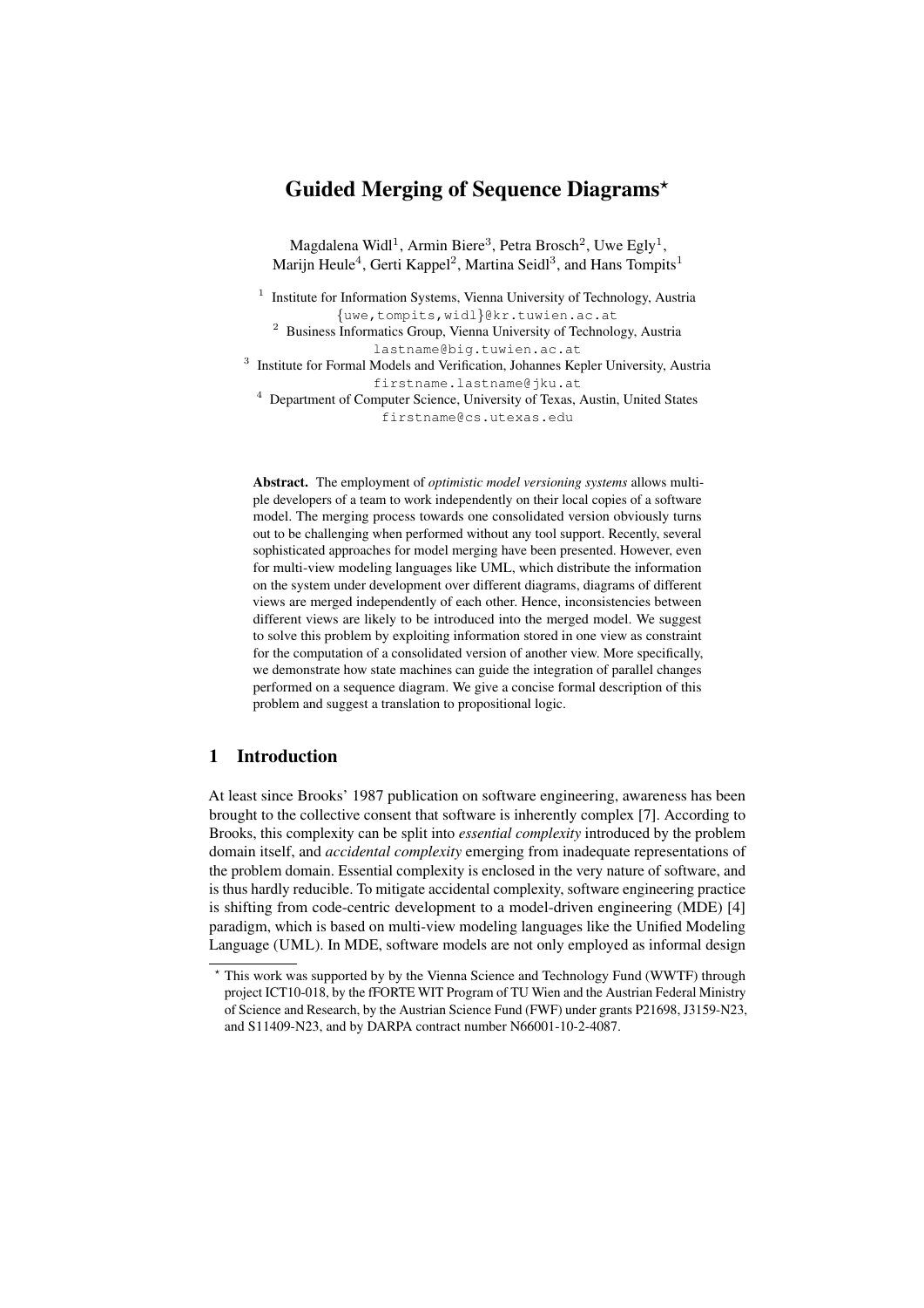# Guided Merging of Sequence Diagrams*

Magdalena Widl[1], Armin Biere[3], Petra Brosch[2], Uwe Egly[1], Marijn Heule[4], Gerti Kappel[2], Martina Seidl[3], and Hans Tompits[1]

[1] Institute for Information Systems, Vienna University of Technology, Austria
{uwe,tompits,widl}@kr.tuwien.ac.at

[2] Business Informatics Group, Vienna University of Technology, Austria
lastname@big.tuwien.ac.at

[3] Institute for Formal Models and Verification, Johannes Kepler University, Austria
firstname.lastname@jku.at

[4] Department of Computer Science, University of Texas, Austin, United States
firstname@cs.utexas.edu

**Abstract.** The employment of *optimistic model versioning systems* allows multiple developers of a team to work independently on their local copies of a software model. The merging process towards one consolidated version obviously turns out to be challenging when performed without any tool support. Recently, several sophisticated approaches for model merging have been presented. However, even for multi-view modeling languages like UML, which distribute the information on the system under development over different diagrams, diagrams of different views are merged independently of each other. Hence, inconsistencies between different views are likely to be introduced into the merged model. We suggest to solve this problem by exploiting information stored in one view as constraint for the computation of a consolidated version of another view. More specifically, we demonstrate how state machines can guide the integration of parallel changes performed on a sequence diagram. We give a concise formal description of this problem and suggest a translation to propositional logic.

## 1 Introduction

At least since Brooks' 1987 publication on software engineering, awareness has been brought to the collective consent that software is inherently complex [7]. According to Brooks, this complexity can be split into *essential complexity* introduced by the problem domain itself, and *accidental complexity* emerging from inadequate representations of the problem domain. Essential complexity is enclosed in the very nature of software, and is thus hardly reducible. To mitigate accidental complexity, software engineering practice is shifting from code-centric development to a model-driven engineering (MDE) [4] paradigm, which is based on multi-view modeling languages like the Unified Modeling Language (UML). In MDE, software models are not only employed as informal design

* This work was supported by by the Vienna Science and Technology Fund (WWTF) through project ICT10-018, by the fFORTE WIT Program of TU Wien and the Austrian Federal Ministry of Science and Research, by the Austrian Science Fund (FWF) under grants P21698, J3159-N23, and S11409-N23, and by DARPA contract number N66001-10-2-4087.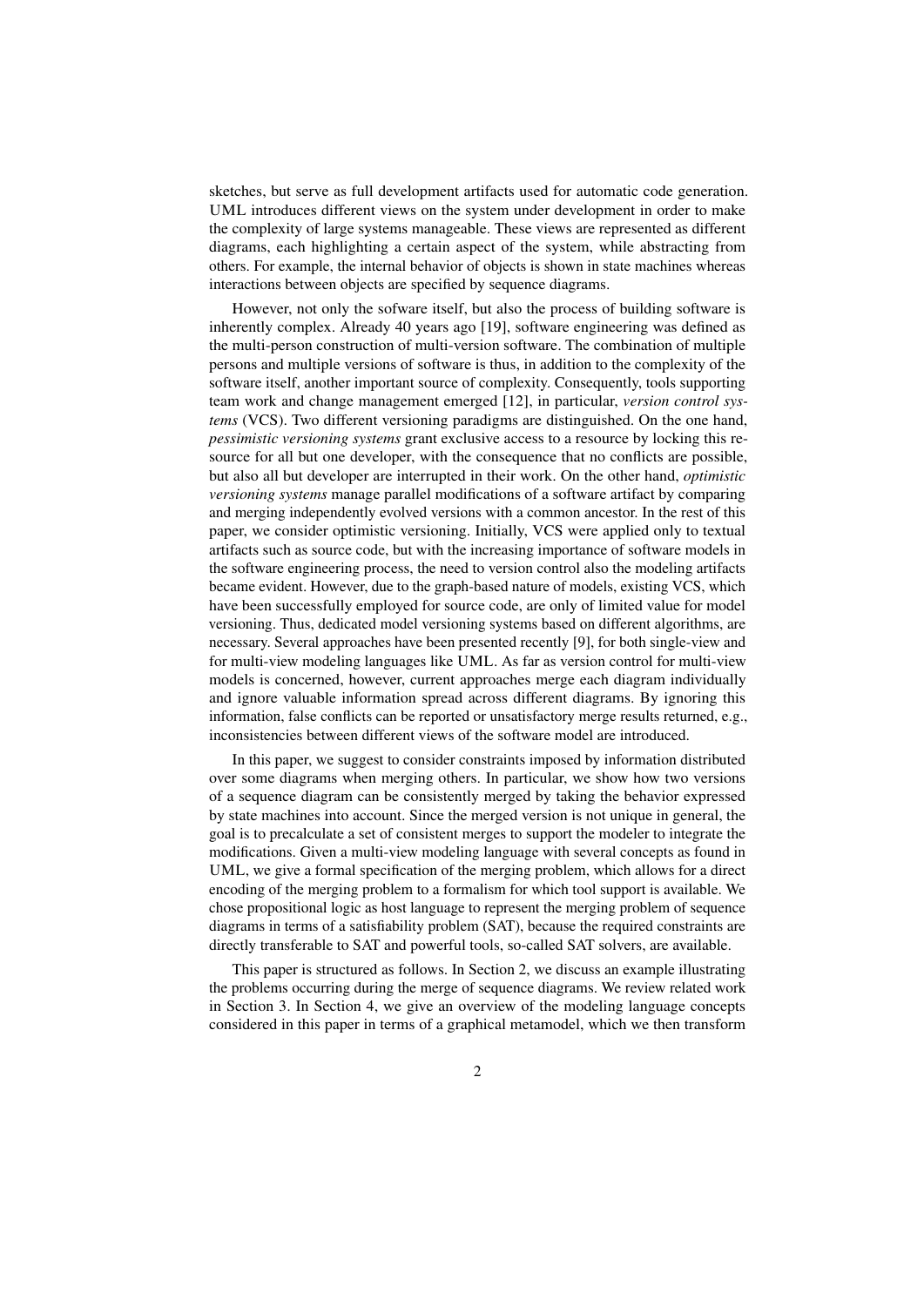sketches, but serve as full development artifacts used for automatic code generation. UML introduces different views on the system under development in order to make the complexity of large systems manageable. These views are represented as different diagrams, each highlighting a certain aspect of the system, while abstracting from others. For example, the internal behavior of objects is shown in state machines whereas interactions between objects are specified by sequence diagrams.

However, not only the sofware itself, but also the process of building software is inherently complex. Already 40 years ago [19], software engineering was defined as the multi-person construction of multi-version software. The combination of multiple persons and multiple versions of software is thus, in addition to the complexity of the software itself, another important source of complexity. Consequently, tools supporting team work and change management emerged [12], in particular, *version control systems* (VCS). Two different versioning paradigms are distinguished. On the one hand, *pessimistic versioning systems* grant exclusive access to a resource by locking this resource for all but one developer, with the consequence that no conflicts are possible, but also all but developer are interrupted in their work. On the other hand, *optimistic versioning systems* manage parallel modifications of a software artifact by comparing and merging independently evolved versions with a common ancestor. In the rest of this paper, we consider optimistic versioning. Initially, VCS were applied only to textual artifacts such as source code, but with the increasing importance of software models in the software engineering process, the need to version control also the modeling artifacts became evident. However, due to the graph-based nature of models, existing VCS, which have been successfully employed for source code, are only of limited value for model versioning. Thus, dedicated model versioning systems based on different algorithms, are necessary. Several approaches have been presented recently [9], for both single-view and for multi-view modeling languages like UML. As far as version control for multi-view models is concerned, however, current approaches merge each diagram individually and ignore valuable information spread across different diagrams. By ignoring this information, false conflicts can be reported or unsatisfactory merge results returned, e.g., inconsistencies between different views of the software model are introduced.

In this paper, we suggest to consider constraints imposed by information distributed over some diagrams when merging others. In particular, we show how two versions of a sequence diagram can be consistently merged by taking the behavior expressed by state machines into account. Since the merged version is not unique in general, the goal is to precalculate a set of consistent merges to support the modeler to integrate the modifications. Given a multi-view modeling language with several concepts as found in UML, we give a formal specification of the merging problem, which allows for a direct encoding of the merging problem to a formalism for which tool support is available. We chose propositional logic as host language to represent the merging problem of sequence diagrams in terms of a satisfiability problem (SAT), because the required constraints are directly transferable to SAT and powerful tools, so-called SAT solvers, are available.

This paper is structured as follows. In Section 2, we discuss an example illustrating the problems occurring during the merge of sequence diagrams. We review related work in Section 3. In Section 4, we give an overview of the modeling language concepts considered in this paper in terms of a graphical metamodel, which we then transform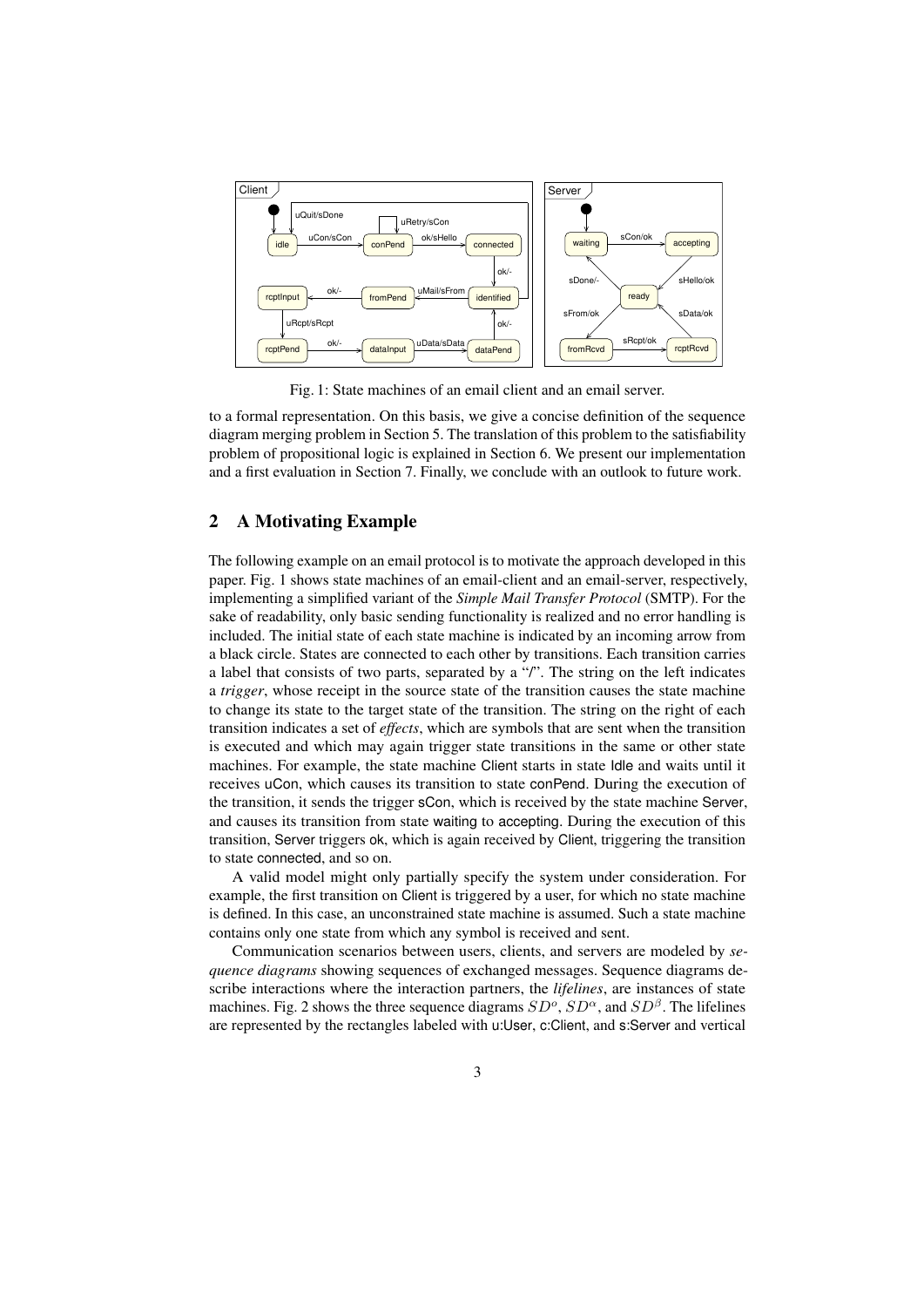Fig. 1: State machines of an email client and an email server.

to a formal representation. On this basis, we give a concise definition of the sequence diagram merging problem in Section 5. The translation of this problem to the satisfiability problem of propositional logic is explained in Section 6. We present our implementation and a first evaluation in Section 7. Finally, we conclude with an outlook to future work.

## 2 A Motivating Example

The following example on an email protocol is to motivate the approach developed in this paper. Fig. 1 shows state machines of an email-client and an email-server, respectively, implementing a simplified variant of the *Simple Mail Transfer Protocol* (SMTP). For the sake of readability, only basic sending functionality is realized and no error handling is included. The initial state of each state machine is indicated by an incoming arrow from a black circle. States are connected to each other by transitions. Each transition carries a label that consists of two parts, separated by a "/". The string on the left indicates a *trigger*, whose receipt in the source state of the transition causes the state machine to change its state to the target state of the transition. The string on the right of each transition indicates a set of *effects*, which are symbols that are sent when the transition is executed and which may again trigger state transitions in the same or other state machines. For example, the state machine Client starts in state Idle and waits until it receives uCon, which causes its transition to state conPend. During the execution of the transition, it sends the trigger sCon, which is received by the state machine Server, and causes its transition from state waiting to accepting. During the execution of this transition, Server triggers ok, which is again received by Client, triggering the transition to state connected, and so on.

A valid model might only partially specify the system under consideration. For example, the first transition on Client is triggered by a user, for which no state machine is defined. In this case, an unconstrained state machine is assumed. Such a state machine contains only one state from which any symbol is received and sent.

Communication scenarios between users, clients, and servers are modeled by *sequence diagrams* showing sequences of exchanged messages. Sequence diagrams describe interactions where the interaction partners, the *lifelines*, are instances of state machines. Fig. 2 shows the three sequence diagrams $SD^o$, $SD^\alpha$, and $SD^\beta$. The lifelines are represented by the rectangles labeled with u:User, c:Client, and s:Server and vertical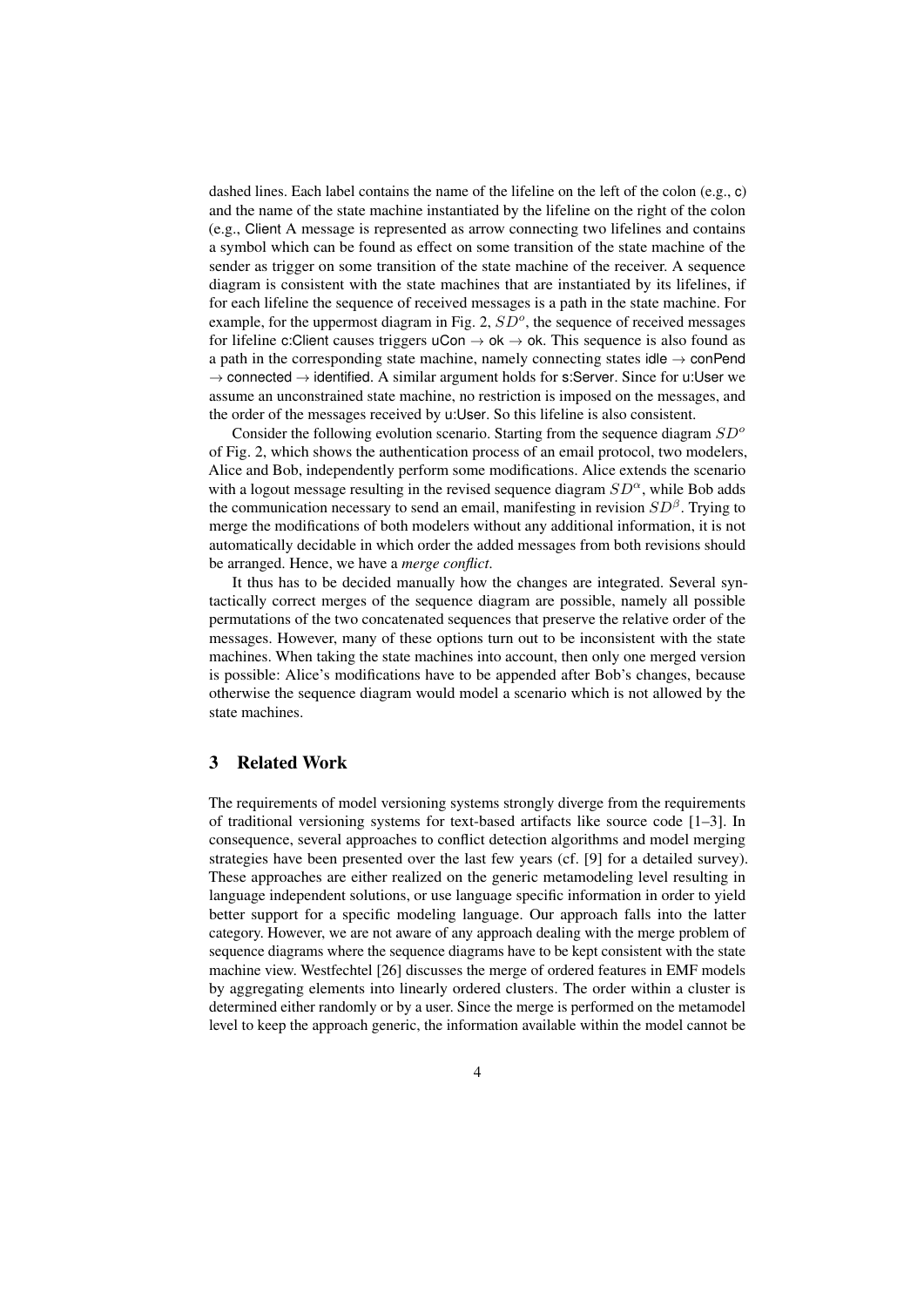dashed lines. Each label contains the name of the lifeline on the left of the colon (e.g., c) and the name of the state machine instantiated by the lifeline on the right of the colon (e.g., Client A message is represented as arrow connecting two lifelines and contains a symbol which can be found as effect on some transition of the state machine of the sender as trigger on some transition of the state machine of the receiver. A sequence diagram is consistent with the state machines that are instantiated by its lifelines, if for each lifeline the sequence of received messages is a path in the state machine. For example, for the uppermost diagram in Fig. 2, $SD^o$, the sequence of received messages for lifeline c:Client causes triggers uCon $\rightarrow$ ok $\rightarrow$ ok. This sequence is also found as a path in the corresponding state machine, namely connecting states idle $\rightarrow$ conPend $\rightarrow$ connected $\rightarrow$ identified. A similar argument holds for s:Server. Since for u:User we assume an unconstrained state machine, no restriction is imposed on the messages, and the order of the messages received by u:User. So this lifeline is also consistent.

Consider the following evolution scenario. Starting from the sequence diagram $SD^o$ of Fig. 2, which shows the authentication process of an email protocol, two modelers, Alice and Bob, independently perform some modifications. Alice extends the scenario with a logout message resulting in the revised sequence diagram $SD^\alpha$, while Bob adds the communication necessary to send an email, manifesting in revision $SD^\beta$. Trying to merge the modifications of both modelers without any additional information, it is not automatically decidable in which order the added messages from both revisions should be arranged. Hence, we have a *merge conflict*.

It thus has to be decided manually how the changes are integrated. Several syntactically correct merges of the sequence diagram are possible, namely all possible permutations of the two concatenated sequences that preserve the relative order of the messages. However, many of these options turn out to be inconsistent with the state machines. When taking the state machines into account, then only one merged version is possible: Alice's modifications have to be appended after Bob's changes, because otherwise the sequence diagram would model a scenario which is not allowed by the state machines.

## 3 Related Work

The requirements of model versioning systems strongly diverge from the requirements of traditional versioning systems for text-based artifacts like source code [1–3]. In consequence, several approaches to conflict detection algorithms and model merging strategies have been presented over the last few years (cf. [9] for a detailed survey). These approaches are either realized on the generic metamodeling level resulting in language independent solutions, or use language specific information in order to yield better support for a specific modeling language. Our approach falls into the latter category. However, we are not aware of any approach dealing with the merge problem of sequence diagrams where the sequence diagrams have to be kept consistent with the state machine view. Westfechtel [26] discusses the merge of ordered features in EMF models by aggregating elements into linearly ordered clusters. The order within a cluster is determined either randomly or by a user. Since the merge is performed on the metamodel level to keep the approach generic, the information available within the model cannot be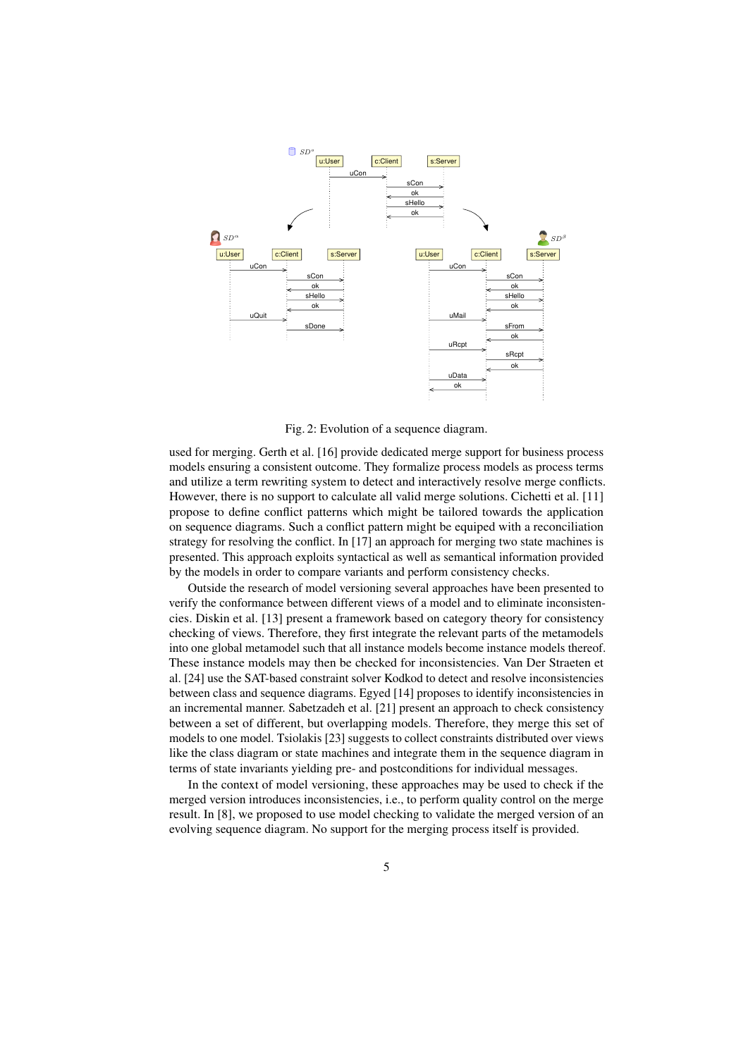Fig. 2: Evolution of a sequence diagram.

used for merging. Gerth et al. [16] provide dedicated merge support for business process models ensuring a consistent outcome. They formalize process models as process terms and utilize a term rewriting system to detect and interactively resolve merge conflicts. However, there is no support to calculate all valid merge solutions. Cichetti et al. [11] propose to define conflict patterns which might be tailored towards the application on sequence diagrams. Such a conflict pattern might be equiped with a reconciliation strategy for resolving the conflict. In [17] an approach for merging two state machines is presented. This approach exploits syntactical as well as semantical information provided by the models in order to compare variants and perform consistency checks.

Outside the research of model versioning several approaches have been presented to verify the conformance between different views of a model and to eliminate inconsistencies. Diskin et al. [13] present a framework based on category theory for consistency checking of views. Therefore, they first integrate the relevant parts of the metamodels into one global metamodel such that all instance models become instance models thereof. These instance models may then be checked for inconsistencies. Van Der Straeten et al. [24] use the SAT-based constraint solver Kodkod to detect and resolve inconsistencies between class and sequence diagrams. Egyed [14] proposes to identify inconsistencies in an incremental manner. Sabetzadeh et al. [21] present an approach to check consistency between a set of different, but overlapping models. Therefore, they merge this set of models to one model. Tsiolakis [23] suggests to collect constraints distributed over views like the class diagram or state machines and integrate them in the sequence diagram in terms of state invariants yielding pre- and postconditions for individual messages.

In the context of model versioning, these approaches may be used to check if the merged version introduces inconsistencies, i.e., to perform quality control on the merge result. In [8], we proposed to use model checking to validate the merged version of an evolving sequence diagram. No support for the merging process itself is provided.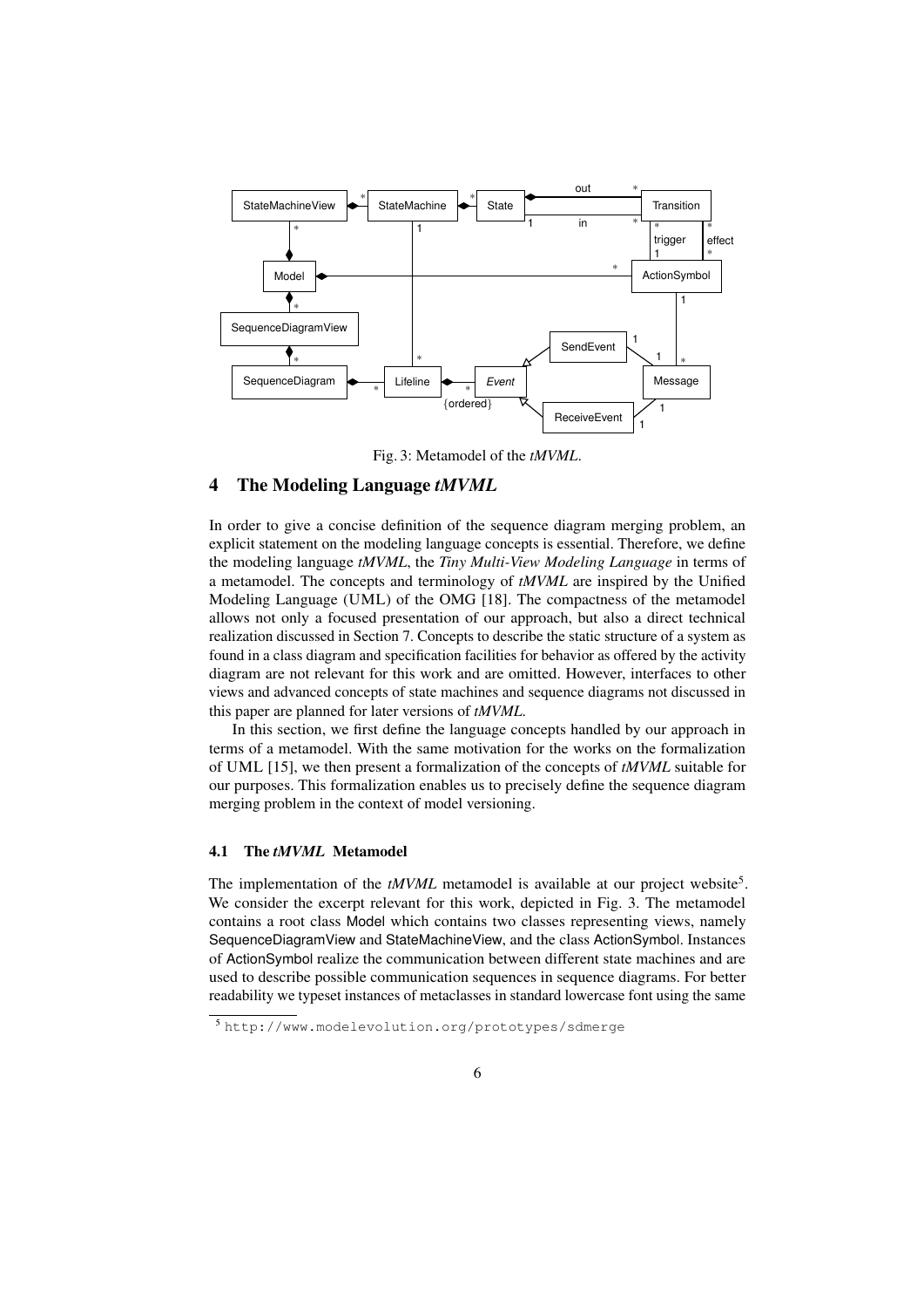Fig. 3: Metamodel of the *tMVML*.

## 4 The Modeling Language *tMVML*

In order to give a concise definition of the sequence diagram merging problem, an explicit statement on the modeling language concepts is essential. Therefore, we define the modeling language *tMVML*, the *Tiny Multi-View Modeling Language* in terms of a metamodel. The concepts and terminology of *tMVML* are inspired by the Unified Modeling Language (UML) of the OMG [18]. The compactness of the metamodel allows not only a focused presentation of our approach, but also a direct technical realization discussed in Section 7. Concepts to describe the static structure of a system as found in a class diagram and specification facilities for behavior as offered by the activity diagram are not relevant for this work and are omitted. However, interfaces to other views and advanced concepts of state machines and sequence diagrams not discussed in this paper are planned for later versions of *tMVML*.

In this section, we first define the language concepts handled by our approach in terms of a metamodel. With the same motivation for the works on the formalization of UML [15], we then present a formalization of the concepts of *tMVML* suitable for our purposes. This formalization enables us to precisely define the sequence diagram merging problem in the context of model versioning.

### 4.1 The *tMVML* Metamodel

The implementation of the *tMVML* metamodel is available at our project website[5]. We consider the excerpt relevant for this work, depicted in Fig. 3. The metamodel contains a root class Model which contains two classes representing views, namely SequenceDiagramView and StateMachineView, and the class ActionSymbol. Instances of ActionSymbol realize the communication between different state machines and are used to describe possible communication sequences in sequence diagrams. For better readability we typeset instances of metaclasses in standard lowercase font using the same

[5] http://www.modelevolution.org/prototypes/sdmerge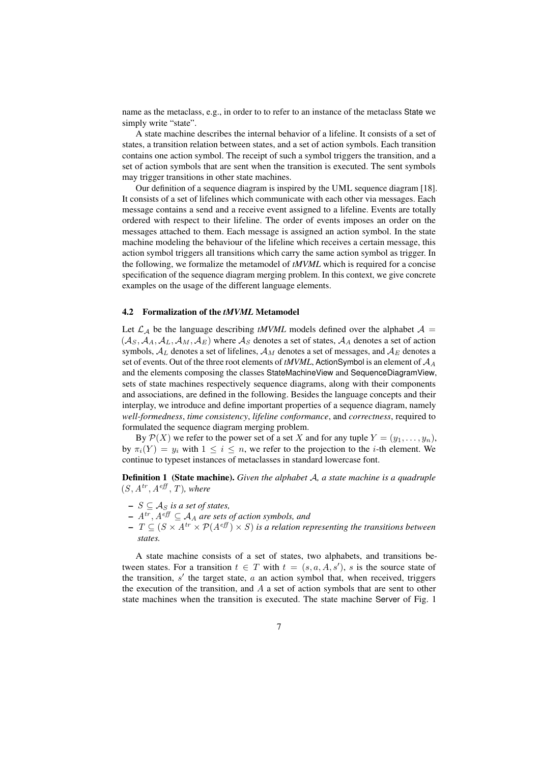name as the metaclass, e.g., in order to to refer to an instance of the metaclass State we simply write "state".

A state machine describes the internal behavior of a lifeline. It consists of a set of states, a transition relation between states, and a set of action symbols. Each transition contains one action symbol. The receipt of such a symbol triggers the transition, and a set of action symbols that are sent when the transition is executed. The sent symbols may trigger transitions in other state machines.

Our definition of a sequence diagram is inspired by the UML sequence diagram [18]. It consists of a set of lifelines which communicate with each other via messages. Each message contains a send and a receive event assigned to a lifeline. Events are totally ordered with respect to their lifeline. The order of events imposes an order on the messages attached to them. Each message is assigned an action symbol. In the state machine modeling the behaviour of the lifeline which receives a certain message, this action symbol triggers all transitions which carry the same action symbol as trigger. In the following, we formalize the metamodel of *tMVML* which is required for a concise specification of the sequence diagram merging problem. In this context, we give concrete examples on the usage of the different language elements.

### 4.2 Formalization of the *tMVML* Metamodel

Let $\mathcal{L}_\mathcal{A}$ be the language describing *tMVML* models defined over the alphabet $\mathcal{A} = (\mathcal{A}_S, \mathcal{A}_A, \mathcal{A}_L, \mathcal{A}_M, \mathcal{A}_E)$ where $\mathcal{A}_S$ denotes a set of states, $\mathcal{A}_A$ denotes a set of action symbols, $\mathcal{A}_L$ denotes a set of lifelines, $\mathcal{A}_M$ denotes a set of messages, and $\mathcal{A}_E$ denotes a set of events. Out of the three root elements of *tMVML*, ActionSymbol is an element of $\mathcal{A}_A$ and the elements composing the classes StateMachineView and SequenceDiagramView, sets of state machines respectively sequence diagrams, along with their components and associations, are defined in the following. Besides the language concepts and their interplay, we introduce and define important properties of a sequence diagram, namely *well-formedness*, *time consistency*, *lifeline conformance*, and *correctness*, required to formulated the sequence diagram merging problem.

By $\mathcal{P}(X)$ we refer to the power set of a set $X$ and for any tuple $Y = (y_1, \ldots, y_n)$, by $\pi_i(Y) = y_i$ with $1 \leq i \leq n$, we refer to the projection to the $i$-th element. We continue to typeset instances of metaclasses in standard lowercase font.

**Definition 1 (State machine).** *Given the alphabet $\mathcal{A}$, a state machine is a quadruple $(S, A^{tr}, A^{eff}, T)$, where*

- *$S \subseteq \mathcal{A}_S$ is a set of states,*
- *$A^{tr}, A^{eff} \subseteq \mathcal{A}_A$ are sets of action symbols, and*
- *$T \subseteq (S \times A^{tr} \times \mathcal{P}(A^{eff}) \times S)$ is a relation representing the transitions between states.*

A state machine consists of a set of states, two alphabets, and transitions between states. For a transition $t \in T$ with $t = (s, a, A, s')$, $s$ is the source state of the transition, $s'$ the target state, $a$ an action symbol that, when received, triggers the execution of the transition, and $A$ a set of action symbols that are sent to other state machines when the transition is executed. The state machine Server of Fig. 1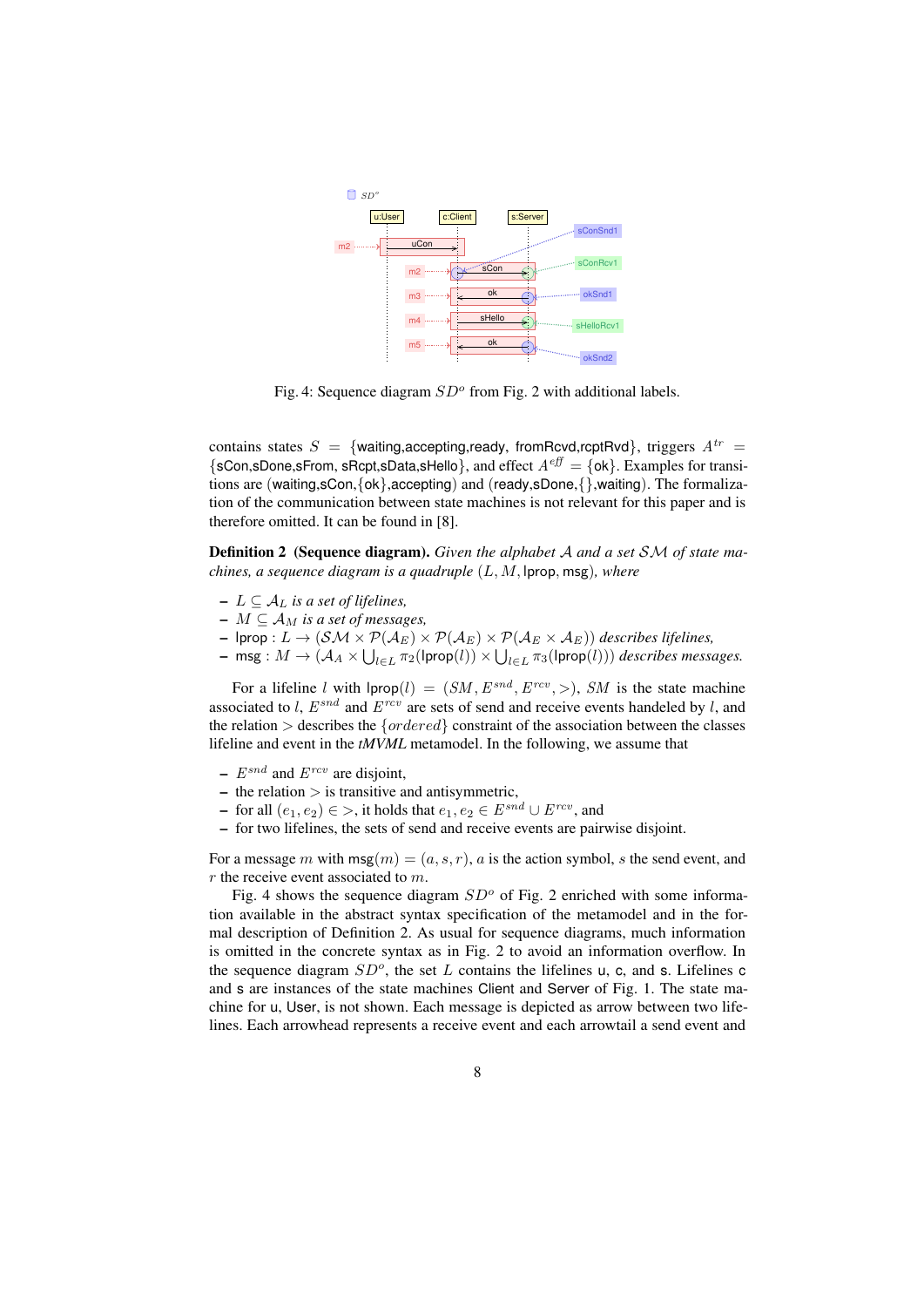Fig. 4: Sequence diagram $SD^o$ from Fig. 2 with additional labels.

contains states $S = \{\text{waiting,accepting,ready, fromRcvd,rcptRvd}\}$, triggers $A^{tr} = \{\text{sCon,sDone,sFrom, sRcpt,sData,sHello}\}$, and effect $A^{\mathit{eff}} = \{\text{ok}\}$. Examples for transitions are (waiting,sCon,{ok},accepting) and (ready,sDone,{},waiting). The formalization of the communication between state machines is not relevant for this paper and is therefore omitted. It can be found in [8].

**Definition 2 (Sequence diagram).** *Given the alphabet $\mathcal{A}$ and a set $\mathcal{SM}$ of state machines, a sequence diagram is a quadruple $(L, M, \mathsf{lprop}, \mathsf{msg})$, where*

- $L \subseteq \mathcal{A}_L$ *is a set of lifelines,*
- $M \subseteq \mathcal{A}_M$ *is a set of messages,*
- $\mathsf{lprop} : L \rightarrow (\mathcal{SM} \times \mathcal{P}(\mathcal{A}_E) \times \mathcal{P}(\mathcal{A}_E) \times \mathcal{P}(\mathcal{A}_E \times \mathcal{A}_E))$ *describes lifelines,*
- $\mathsf{msg} : M \rightarrow (\mathcal{A}_A \times \bigcup_{l \in L} \pi_2(\mathsf{lprop}(l)) \times \bigcup_{l \in L} \pi_3(\mathsf{lprop}(l)))$ *describes messages.*

For a lifeline $l$ with $\mathsf{lprop}(l) = (SM, E^{snd}, E^{rcv}, >)$, $SM$ is the state machine associated to $l$, $E^{snd}$ and $E^{rcv}$ are sets of send and receive events handeled by $l$, and the relation $>$ describes the $\{ordered\}$ constraint of the association between the classes lifeline and event in the ***tMVML*** metamodel. In the following, we assume that

- $E^{snd}$ and $E^{rcv}$ are disjoint,
- the relation $>$ is transitive and antisymmetric,
- for all $(e_1, e_2) \in >$, it holds that $e_1, e_2 \in E^{snd} \cup E^{rcv}$, and
- for two lifelines, the sets of send and receive events are pairwise disjoint.

For a message $m$ with $\mathsf{msg}(m) = (a, s, r)$, $a$ is the action symbol, $s$ the send event, and $r$ the receive event associated to $m$.

Fig. 4 shows the sequence diagram $SD^o$ of Fig. 2 enriched with some information available in the abstract syntax specification of the metamodel and in the formal description of Definition 2. As usual for sequence diagrams, much information is omitted in the concrete syntax as in Fig. 2 to avoid an information overflow. In the sequence diagram $SD^o$, the set $L$ contains the lifelines u, c, and s. Lifelines c and s are instances of the state machines Client and Server of Fig. 1. The state machine for u, User, is not shown. Each message is depicted as arrow between two lifelines. Each arrowhead represents a receive event and each arrowtail a send event and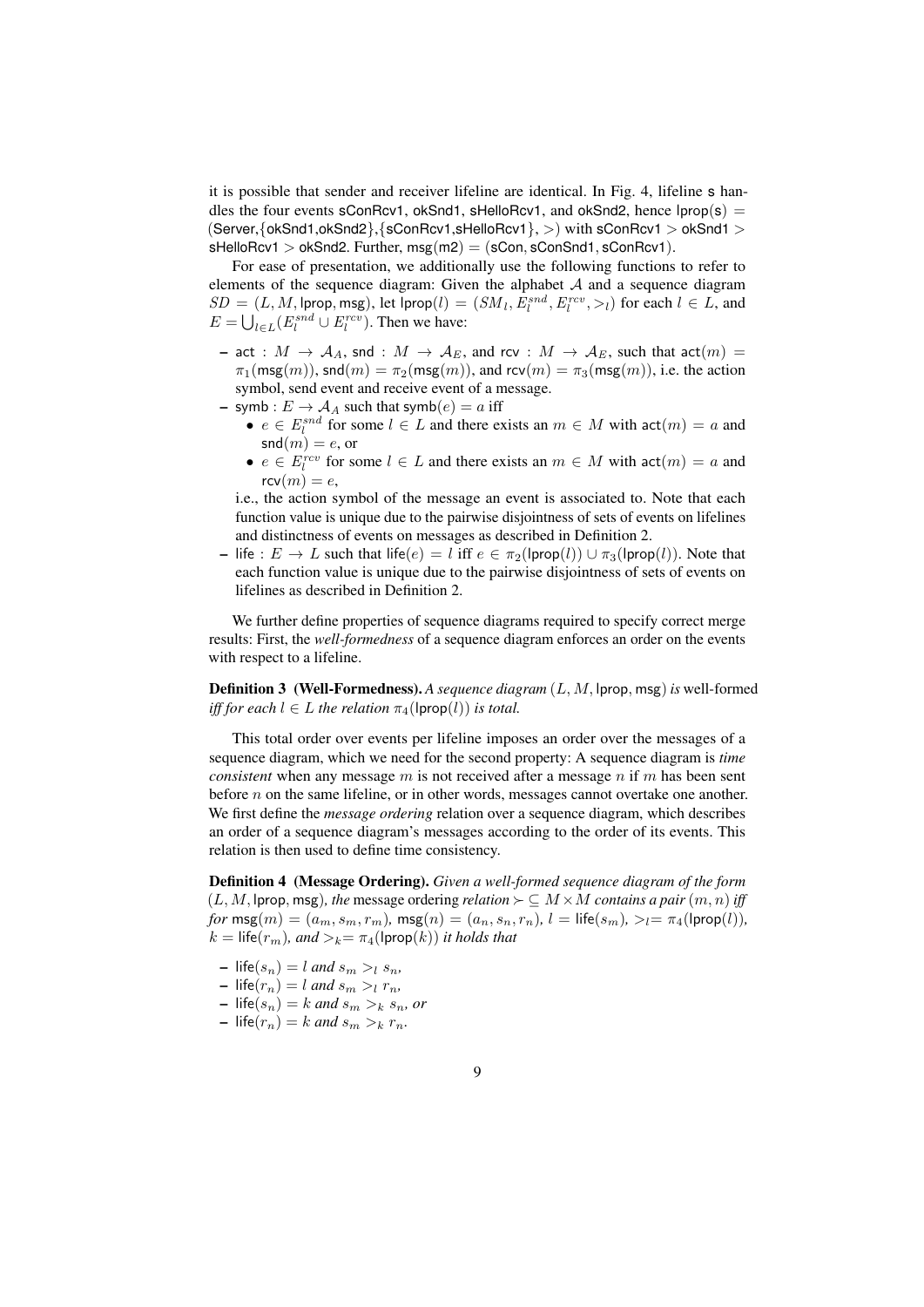it is possible that sender and receiver lifeline are identical. In Fig. 4, lifeline s handles the four events sConRcv1, okSnd1, sHelloRcv1, and okSnd2, hence $\mathsf{lprop}(\mathsf{s}) = (\mathsf{Server}, \{\mathsf{okSnd1}, \mathsf{okSnd2}\}, \{\mathsf{sConRcv1}, \mathsf{sHelloRcv1}\}, >)$ with $\mathsf{sConRcv1} > \mathsf{okSnd1} > \mathsf{sHelloRcv1} > \mathsf{okSnd2}$. Further, $\mathsf{msg}(\mathsf{m2}) = (\mathsf{sCon}, \mathsf{sConSnd1}, \mathsf{sConRcv1})$.

For ease of presentation, we additionally use the following functions to refer to elements of the sequence diagram: Given the alphabet $\mathcal{A}$ and a sequence diagram $SD = (L, M, \mathsf{lprop}, \mathsf{msg})$, let $\mathsf{lprop}(l) = (SM_l, E_l^{snd}, E_l^{rcv}, >_l)$ for each $l \in L$, and $E = \bigcup_{l \in L}(E_l^{snd} \cup E_l^{rcv})$. Then we have:

- $\mathsf{act} : M \to \mathcal{A}_A$, $\mathsf{snd} : M \to \mathcal{A}_E$, and $\mathsf{rcv} : M \to \mathcal{A}_E$, such that $\mathsf{act}(m) = \pi_1(\mathsf{msg}(m))$, $\mathsf{snd}(m) = \pi_2(\mathsf{msg}(m))$, and $\mathsf{rcv}(m) = \pi_3(\mathsf{msg}(m))$, i.e. the action symbol, send event and receive event of a message.
- $\mathsf{symb} : E \to \mathcal{A}_A$ such that $\mathsf{symb}(e) = a$ iff
  - $e \in E_l^{snd}$ for some $l \in L$ and there exists an $m \in M$ with $\mathsf{act}(m) = a$ and $\mathsf{snd}(m) = e$, or
  - $e \in E_l^{rcv}$ for some $l \in L$ and there exists an $m \in M$ with $\mathsf{act}(m) = a$ and $\mathsf{rcv}(m) = e$,

  i.e., the action symbol of the message an event is associated to. Note that each function value is unique due to the pairwise disjointness of sets of events on lifelines and distinctness of events on messages as described in Definition 2.
- $\mathsf{life} : E \to L$ such that $\mathsf{life}(e) = l$ iff $e \in \pi_2(\mathsf{lprop}(l)) \cup \pi_3(\mathsf{lprop}(l))$. Note that each function value is unique due to the pairwise disjointness of sets of events on lifelines as described in Definition 2.

We further define properties of sequence diagrams required to specify correct merge results: First, the *well-formedness* of a sequence diagram enforces an order on the events with respect to a lifeline.

**Definition 3 (Well-Formedness).** *A sequence diagram $(L, M, \mathsf{lprop}, \mathsf{msg})$ is* well-formed *iff for each $l \in L$ the relation $\pi_4(\mathsf{lprop}(l))$ is total.*

This total order over events per lifeline imposes an order over the messages of a sequence diagram, which we need for the second property: A sequence diagram is *time consistent* when any message $m$ is not received after a message $n$ if $m$ has been sent before $n$ on the same lifeline, or in other words, messages cannot overtake one another. We first define the *message ordering* relation over a sequence diagram, which describes an order of a sequence diagram's messages according to the order of its events. This relation is then used to define time consistency.

**Definition 4 (Message Ordering).** *Given a well-formed sequence diagram of the form $(L, M, \mathsf{lprop}, \mathsf{msg})$, the* message ordering *relation $\succ \subseteq M \times M$ contains a pair $(m, n)$ iff for $\mathsf{msg}(m) = (a_m, s_m, r_m)$, $\mathsf{msg}(n) = (a_n, s_n, r_n)$, $l = \mathsf{life}(s_m)$, $>_l = \pi_4(\mathsf{lprop}(l))$, $k = \mathsf{life}(r_m)$, and $>_k = \pi_4(\mathsf{lprop}(k))$ it holds that*

- $\mathsf{life}(s_n) = l$ *and* $s_m >_l s_n$,
- $\mathsf{life}(r_n) = l$ *and* $s_m >_l r_n$,
- $\mathsf{life}(s_n) = k$ *and* $s_m >_k s_n$, *or*
- $\mathsf{life}(r_n) = k$ *and* $s_m >_k r_n$.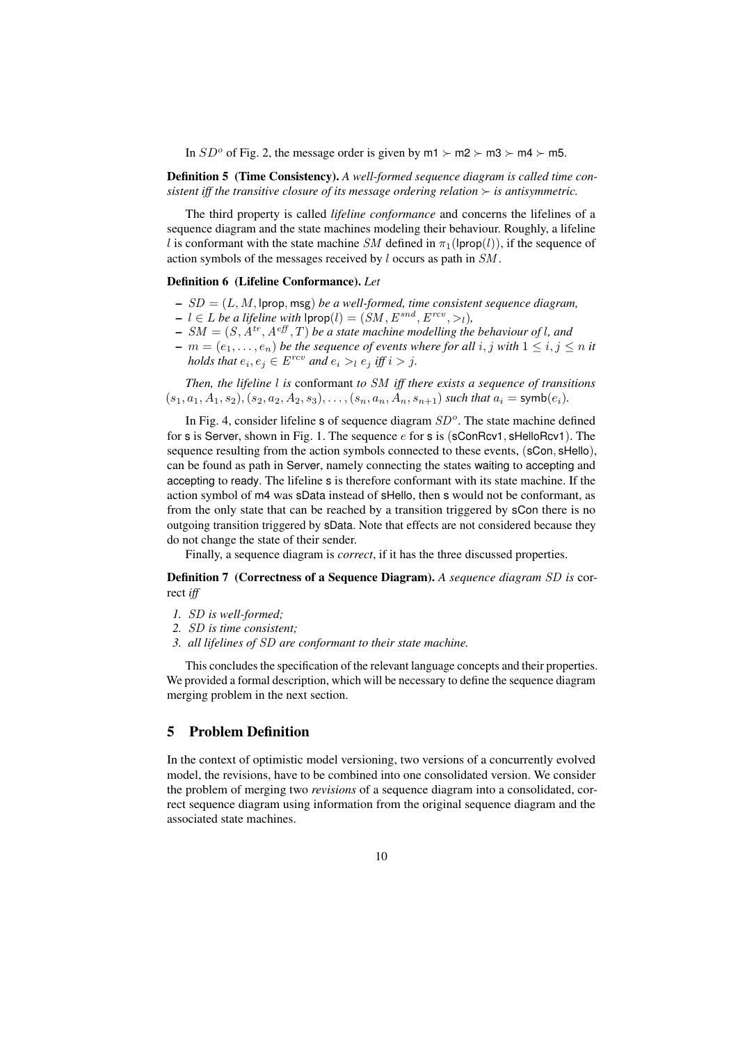In $SD^o$ of Fig. 2, the message order is given by $\mathsf{m1} \succ \mathsf{m2} \succ \mathsf{m3} \succ \mathsf{m4} \succ \mathsf{m5}$.

**Definition 5 (Time Consistency).** *A well-formed sequence diagram is called time consistent iff the transitive closure of its message ordering relation $\succ$ is antisymmetric.*

The third property is called *lifeline conformance* and concerns the lifelines of a sequence diagram and the state machines modeling their behaviour. Roughly, a lifeline $l$ is conformant with the state machine $SM$ defined in $\pi_1(\mathsf{lprop}(l))$, if the sequence of action symbols of the messages received by $l$ occurs as path in $SM$.

**Definition 6 (Lifeline Conformance).** *Let*

- $SD = (L, M, \mathsf{lprop}, \mathsf{msg})$ *be a well-formed, time consistent sequence diagram,*
- $l \in L$ *be a lifeline with* $\mathsf{lprop}(l) = (SM, E^{snd}, E^{rcv}, >_l)$*,*
- $SM = (S, A^{tr}, A^{eff}, T)$ *be a state machine modelling the behaviour of* $l$*, and*
- $m = (e_1, \ldots, e_n)$ *be the sequence of events where for all* $i, j$ *with* $1 \leq i, j \leq n$ *it holds that* $e_i, e_j \in E^{rcv}$ *and* $e_i >_l e_j$ *iff* $i > j$*.*

*Then, the lifeline* $l$ *is* conformant *to* $SM$ *iff there exists a sequence of transitions* $(s_1, a_1, A_1, s_2), (s_2, a_2, A_2, s_3), \ldots, (s_n, a_n, A_n, s_{n+1})$ *such that* $a_i = \mathsf{symb}(e_i)$*.*

In Fig. 4, consider lifeline s of sequence diagram $SD^o$. The state machine defined for s is Server, shown in Fig. 1. The sequence $e$ for s is (sConRcv1, sHelloRcv1). The sequence resulting from the action symbols connected to these events, (sCon, sHello), can be found as path in Server, namely connecting the states waiting to accepting and accepting to ready. The lifeline s is therefore conformant with its state machine. If the action symbol of m4 was sData instead of sHello, then s would not be conformant, as from the only state that can be reached by a transition triggered by sCon there is no outgoing transition triggered by sData. Note that effects are not considered because they do not change the state of their sender.

Finally, a sequence diagram is *correct*, if it has the three discussed properties.

**Definition 7 (Correctness of a Sequence Diagram).** *A sequence diagram* $SD$ *is* correct *iff*

1. *$SD$ is well-formed;*
2. *$SD$ is time consistent;*
3. *all lifelines of $SD$ are conformant to their state machine.*

This concludes the specification of the relevant language concepts and their properties. We provided a formal description, which will be necessary to define the sequence diagram merging problem in the next section.

## 5 Problem Definition

In the context of optimistic model versioning, two versions of a concurrently evolved model, the revisions, have to be combined into one consolidated version. We consider the problem of merging two *revisions* of a sequence diagram into a consolidated, correct sequence diagram using information from the original sequence diagram and the associated state machines.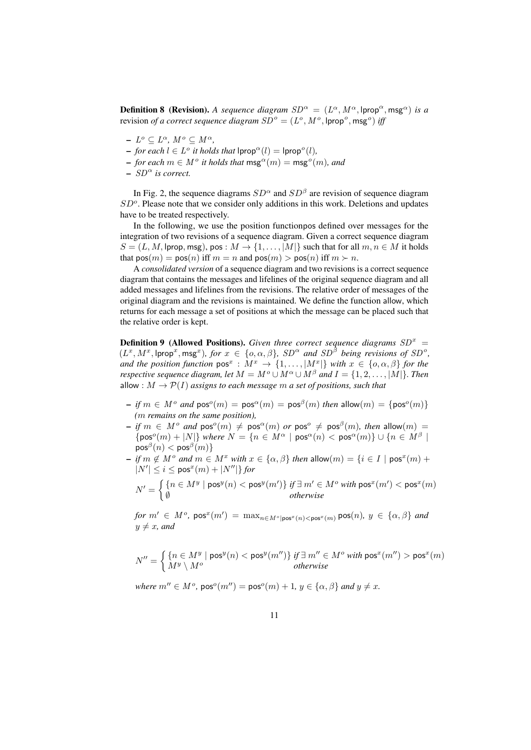**Definition 8 (Revision).** *A sequence diagram $SD^\alpha = (L^\alpha, M^\alpha, \mathsf{lprop}^\alpha, \mathsf{msg}^\alpha)$ is a* revision *of a correct sequence diagram $SD^o = (L^o, M^o, \mathsf{lprop}^o, \mathsf{msg}^o)$ iff*

- $L^o \subseteq L^\alpha$, $M^o \subseteq M^\alpha$,
- *for each $l \in L^o$ it holds that $\mathsf{lprop}^\alpha(l) = \mathsf{lprop}^o(l)$,*
- *for each $m \in M^o$ it holds that $\mathsf{msg}^\alpha(m) = \mathsf{msg}^o(m)$, and*
- *$SD^\alpha$ is correct.*

In Fig. 2, the sequence diagrams $SD^\alpha$ and $SD^\beta$ are revision of sequence diagram $SD^o$. Please note that we consider only additions in this work. Deletions and updates have to be treated respectively.

In the following, we use the position functionpos defined over messages for the integration of two revisions of a sequence diagram. Given a correct sequence diagram $S = (L, M, \mathsf{lprop}, \mathsf{msg})$, $\mathsf{pos} : M \to \{1, \ldots, |M|\}$ such that for all $m, n \in M$ it holds that $\mathsf{pos}(m) = \mathsf{pos}(n)$ iff $m = n$ and $\mathsf{pos}(m) > \mathsf{pos}(n)$ iff $m \succ n$.

A *consolidated version* of a sequence diagram and two revisions is a correct sequence diagram that contains the messages and lifelines of the original sequence diagram and all added messages and lifelines from the revisions. The relative order of messages of the original diagram and the revisions is maintained. We define the function allow, which returns for each message a set of positions at which the message can be placed such that the relative order is kept.

**Definition 9 (Allowed Positions).** *Given three correct sequence diagrams $SD^x = (L^x, M^x, \mathsf{lprop}^x, \mathsf{msg}^x)$, for $x \in \{o, \alpha, \beta\}$, $SD^\alpha$ and $SD^\beta$ being revisions of $SD^o$, and the position function $\mathsf{pos}^x : M^x \to \{1, \ldots, |M^x|\}$ with $x \in \{o, \alpha, \beta\}$ for the respective sequence diagram, let $M = M^o \cup M^\alpha \cup M^\beta$ and $I = \{1, 2, \ldots, |M|\}$. Then $\mathsf{allow} : M \to \mathcal{P}(I)$ assigns to each message $m$ a set of positions, such that*

- *if $m \in M^o$ and $\mathsf{pos}^o(m) = \mathsf{pos}^\alpha(m) = \mathsf{pos}^\beta(m)$ then $\mathsf{allow}(m) = \{\mathsf{pos}^o(m)\}$ ($m$ remains on the same position),*
- *if $m \in M^o$ and $\mathsf{pos}^o(m) \neq \mathsf{pos}^\alpha(m)$ or $\mathsf{pos}^o \neq \mathsf{pos}^\beta(m)$, then $\mathsf{allow}(m) = \{\mathsf{pos}^o(m) + |N|\}$ where $N = \{n \in M^\alpha \mid \mathsf{pos}^\alpha(n) < \mathsf{pos}^\alpha(m)\} \cup \{n \in M^\beta \mid \mathsf{pos}^\beta(n) < \mathsf{pos}^\beta(m)\}$*
- *if $m \notin M^o$ and $m \in M^x$ with $x \in \{\alpha, \beta\}$ then $\mathsf{allow}(m) = \{i \in I \mid \mathsf{pos}^x(m) + |N'| \leq i \leq \mathsf{pos}^x(m) + |N''|\}$ for*

$$N' = \begin{cases} \{n \in M^y \mid \mathsf{pos}^y(n) < \mathsf{pos}^y(m')\} & \text{if } \exists\, m' \in M^o \text{ with } \mathsf{pos}^x(m') < \mathsf{pos}^x(m) \\ \emptyset & \text{otherwise} \end{cases}$$

*for $m' \in M^o$, $\mathsf{pos}^x(m') = \max_{n \in M^o | \mathsf{pos}^x(n) < \mathsf{pos}^x(m)} \mathsf{pos}(n)$, $y \in \{\alpha, \beta\}$ and $y \neq x$, and*

$$N'' = \begin{cases} \{n \in M^y \mid \mathsf{pos}^y(n) < \mathsf{pos}^y(m'')\} & \text{if } \exists\, m'' \in M^o \text{ with } \mathsf{pos}^x(m'') > \mathsf{pos}^x(m) \\ M^y \setminus M^o & \text{otherwise} \end{cases}$$

*where $m'' \in M^o$, $\mathsf{pos}^o(m'') = \mathsf{pos}^o(m) + 1$, $y \in \{\alpha, \beta\}$ and $y \neq x$.*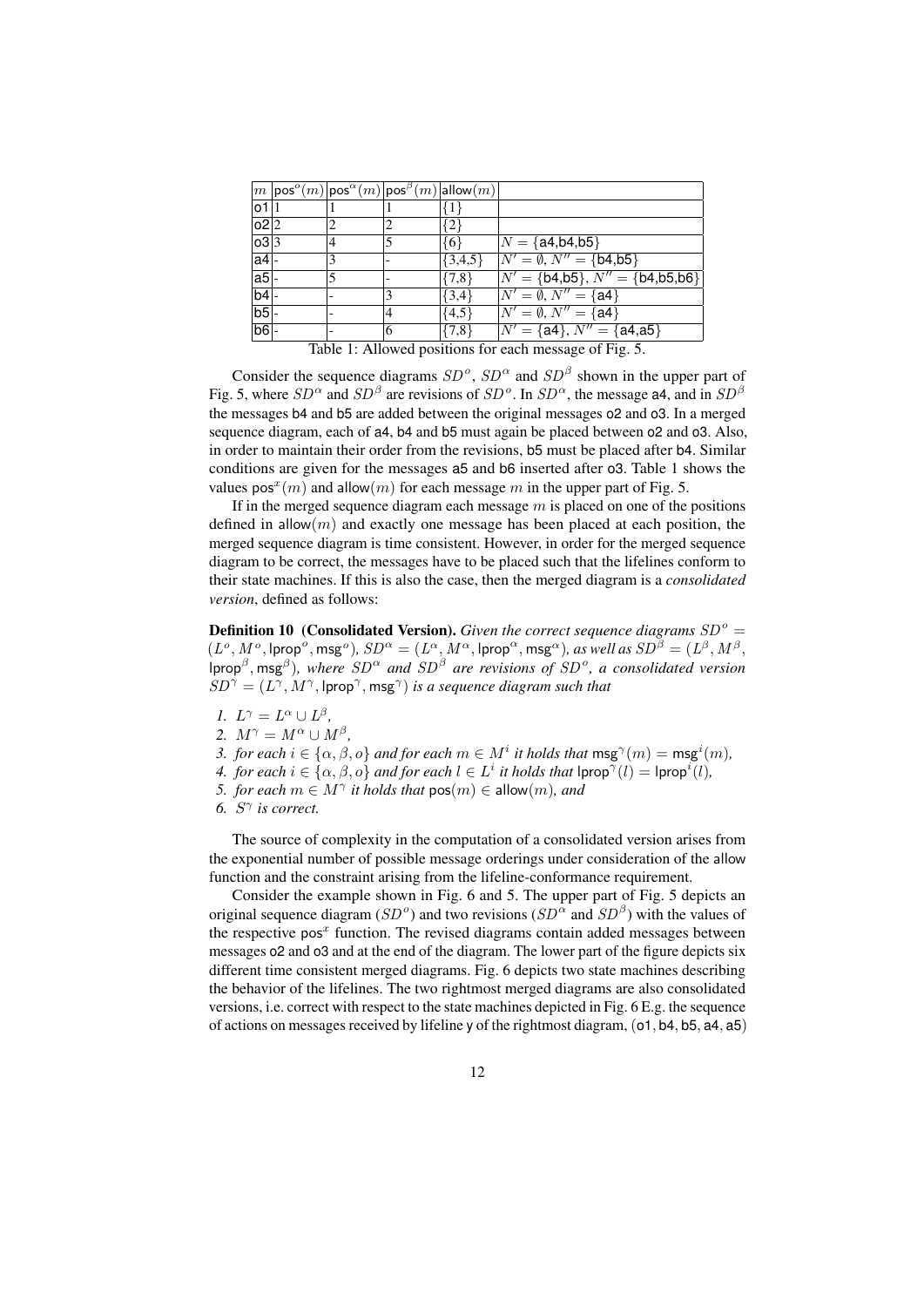| $m$ | $\mathsf{pos}^o(m)$ | $\mathsf{pos}^\alpha(m)$ | $\mathsf{pos}^\beta(m)$ | $\mathsf{allow}(m)$ | |
|---|---|---|---|---|---|
| o1 | 1 | 1 | 1 | $\{1\}$ | |
| o2 | 2 | 2 | 2 | $\{2\}$ | |
| o3 | 3 | 4 | 5 | $\{6\}$ | $N = \{$a4,b4,b5$\}$ |
| a4 | - | 3 | - | $\{3,4,5\}$ | $N' = \emptyset$, $N'' = \{$b4,b5$\}$ |
| a5 | - | 5 | - | $\{7,8\}$ | $N' = \{$b4,b5$\}$, $N'' = \{$b4,b5,b6$\}$ |
| b4 | - | - | 3 | $\{3,4\}$ | $N' = \emptyset$, $N'' = \{$a4$\}$ |
| b5 | - | - | 4 | $\{4,5\}$ | $N' = \emptyset$, $N'' = \{$a4$\}$ |
| b6 | - | - | 6 | $\{7,8\}$ | $N' = \{$a4$\}$, $N'' = \{$a4,a5$\}$ |

Table 1: Allowed positions for each message of Fig. 5.

Consider the sequence diagrams $SD^o$, $SD^\alpha$ and $SD^\beta$ shown in the upper part of Fig. 5, where $SD^\alpha$ and $SD^\beta$ are revisions of $SD^o$. In $SD^\alpha$, the message a4, and in $SD^\beta$ the messages b4 and b5 are added between the original messages o2 and o3. In a merged sequence diagram, each of a4, b4 and b5 must again be placed between o2 and o3. Also, in order to maintain their order from the revisions, b5 must be placed after b4. Similar conditions are given for the messages a5 and b6 inserted after o3. Table 1 shows the values $\mathsf{pos}^x(m)$ and $\mathsf{allow}(m)$ for each message $m$ in the upper part of Fig. 5.

If in the merged sequence diagram each message $m$ is placed on one of the positions defined in $\mathsf{allow}(m)$ and exactly one message has been placed at each position, the merged sequence diagram is time consistent. However, in order for the merged sequence diagram to be correct, the messages have to be placed such that the lifelines conform to their state machines. If this is also the case, then the merged diagram is a *consolidated version*, defined as follows:

**Definition 10 (Consolidated Version).** *Given the correct sequence diagrams $SD^o = (L^o, M^o, \mathsf{lprop}^o, \mathsf{msg}^o)$, $SD^\alpha = (L^\alpha, M^\alpha, \mathsf{lprop}^\alpha, \mathsf{msg}^\alpha)$, as well as $SD^\beta = (L^\beta, M^\beta, \mathsf{lprop}^\beta, \mathsf{msg}^\beta)$, where $SD^\alpha$ and $SD^\beta$ are revisions of $SD^o$, a consolidated version $SD^\gamma = (L^\gamma, M^\gamma, \mathsf{lprop}^\gamma, \mathsf{msg}^\gamma)$ is a sequence diagram such that*

1. *$L^\gamma = L^\alpha \cup L^\beta$,*
2. *$M^\gamma = M^\alpha \cup M^\beta$,*
3. *for each $i \in \{\alpha, \beta, o\}$ and for each $m \in M^i$ it holds that $\mathsf{msg}^\gamma(m) = \mathsf{msg}^i(m)$,*
4. *for each $i \in \{\alpha, \beta, o\}$ and for each $l \in L^i$ it holds that $\mathsf{lprop}^\gamma(l) = \mathsf{lprop}^i(l)$,*
5. *for each $m \in M^\gamma$ it holds that $\mathsf{pos}(m) \in \mathsf{allow}(m)$, and*
6. *$S^\gamma$ is correct.*

The source of complexity in the computation of a consolidated version arises from the exponential number of possible message orderings under consideration of the allow function and the constraint arising from the lifeline-conformance requirement.

Consider the example shown in Fig. 6 and 5. The upper part of Fig. 5 depicts an original sequence diagram ($SD^o$) and two revisions ($SD^\alpha$ and $SD^\beta$) with the values of the respective $\mathsf{pos}^x$ function. The revised diagrams contain added messages between messages o2 and o3 and at the end of the diagram. The lower part of the figure depicts six different time consistent merged diagrams. Fig. 6 depicts two state machines describing the behavior of the lifelines. The two rightmost merged diagrams are also consolidated versions, i.e. correct with respect to the state machines depicted in Fig. 6 E.g. the sequence of actions on messages received by lifeline y of the rightmost diagram, (o1, b4, b5, a4, a5)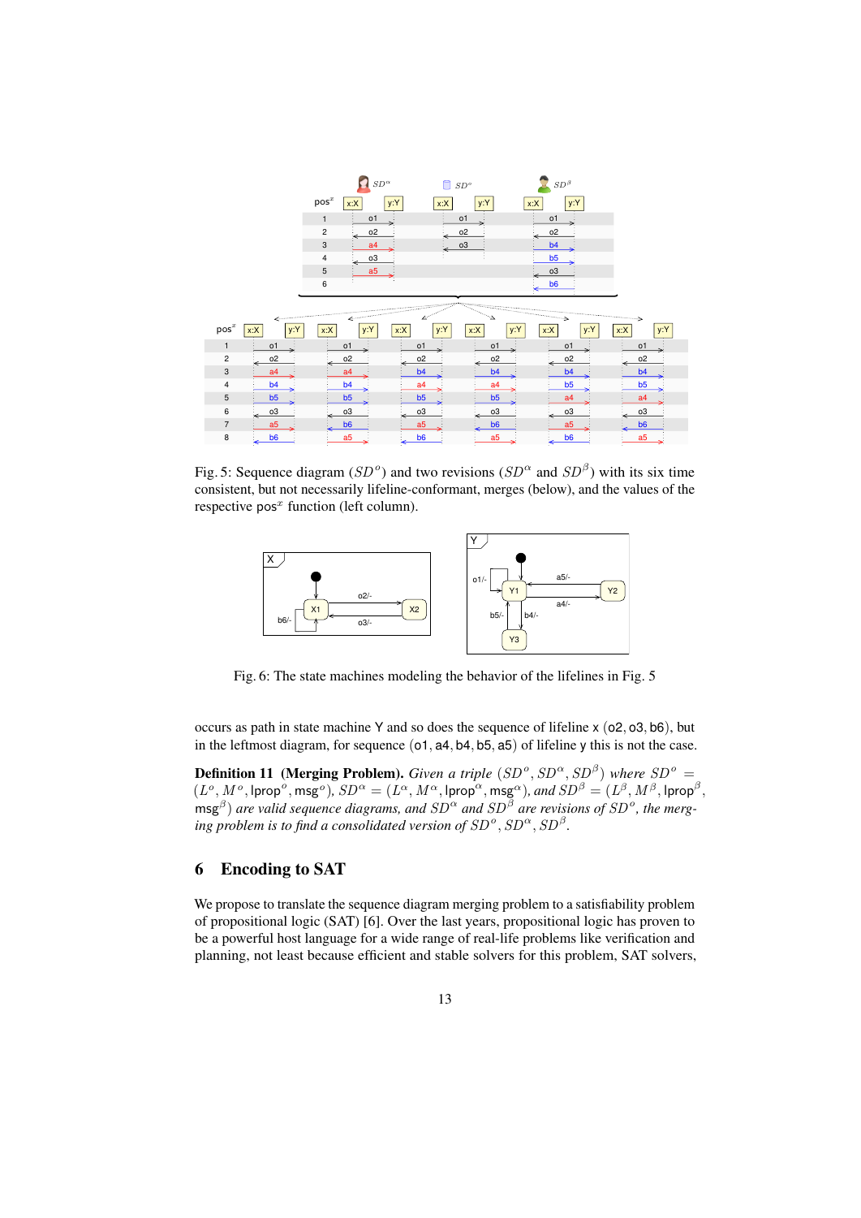Fig. 5: Sequence diagram ($SD^o$) and two revisions ($SD^\alpha$ and $SD^\beta$) with its six time consistent, but not necessarily lifeline-conformant, merges (below), and the values of the respective $\text{pos}^x$ function (left column).

Fig. 6: The state machines modeling the behavior of the lifelines in Fig. 5

occurs as path in state machine Y and so does the sequence of lifeline x (o2, o3, b6), but in the leftmost diagram, for sequence (o1, a4, b4, b5, a5) of lifeline y this is not the case.

**Definition 11 (Merging Problem).** *Given a triple* $(SD^o, SD^\alpha, SD^\beta)$ *where* $SD^o = (L^o, M^o, \text{lprop}^o, \text{msg}^o)$, $SD^\alpha = (L^\alpha, M^\alpha, \text{lprop}^\alpha, \text{msg}^\alpha)$, *and* $SD^\beta = (L^\beta, M^\beta, \text{lprop}^\beta, \text{msg}^\beta)$ *are valid sequence diagrams, and* $SD^\alpha$ *and* $SD^\beta$ *are revisions of* $SD^o$*, the merging problem is to find a consolidated version of* $SD^o, SD^\alpha, SD^\beta$.

## 6 Encoding to SAT

We propose to translate the sequence diagram merging problem to a satisfiability problem of propositional logic (SAT) [6]. Over the last years, propositional logic has proven to be a powerful host language for a wide range of real-life problems like verification and planning, not least because efficient and stable solvers for this problem, SAT solvers,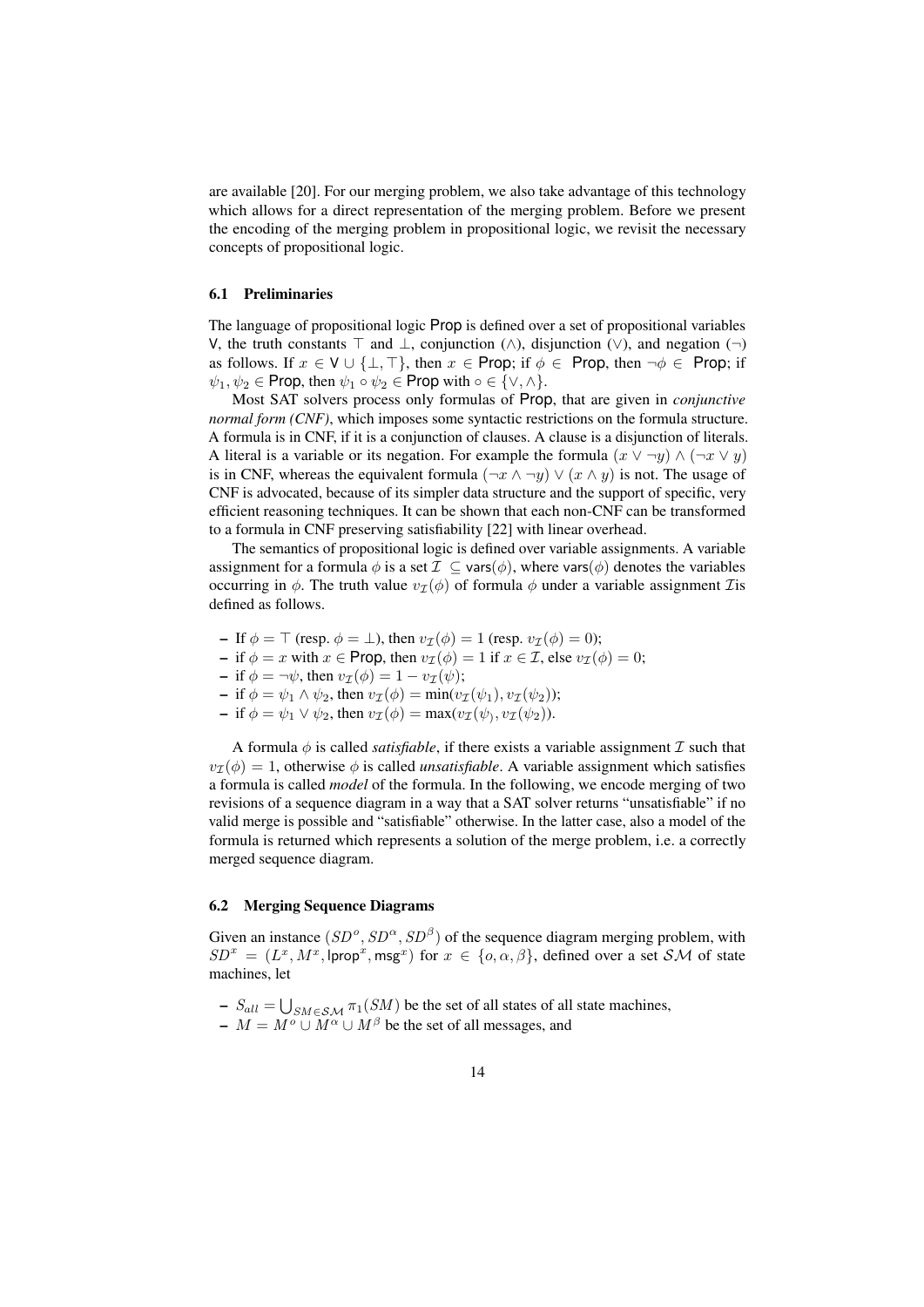are available [20]. For our merging problem, we also take advantage of this technology which allows for a direct representation of the merging problem. Before we present the encoding of the merging problem in propositional logic, we revisit the necessary concepts of propositional logic.

### 6.1 Preliminaries

The language of propositional logic $\mathsf{Prop}$ is defined over a set of propositional variables $\mathsf{V}$, the truth constants $\top$ and $\bot$, conjunction ($\wedge$), disjunction ($\vee$), and negation ($\neg$) as follows. If $x \in \mathsf{V} \cup \{\bot, \top\}$, then $x \in \mathsf{Prop}$; if $\phi \in \mathsf{Prop}$, then $\neg\phi \in \mathsf{Prop}$; if $\psi_1, \psi_2 \in \mathsf{Prop}$, then $\psi_1 \circ \psi_2 \in \mathsf{Prop}$ with $\circ \in \{\vee, \wedge\}$.

Most SAT solvers process only formulas of $\mathsf{Prop}$, that are given in *conjunctive normal form (CNF)*, which imposes some syntactic restrictions on the formula structure. A formula is in CNF, if it is a conjunction of clauses. A clause is a disjunction of literals. A literal is a variable or its negation. For example the formula $(x \vee \neg y) \wedge (\neg x \vee y)$ is in CNF, whereas the equivalent formula $(\neg x \wedge \neg y) \vee (x \wedge y)$ is not. The usage of CNF is advocated, because of its simpler data structure and the support of specific, very efficient reasoning techniques. It can be shown that each non-CNF can be transformed to a formula in CNF preserving satisfiability [22] with linear overhead.

The semantics of propositional logic is defined over variable assignments. A variable assignment for a formula $\phi$ is a set $\mathcal{I} \subseteq \mathsf{vars}(\phi)$, where $\mathsf{vars}(\phi)$ denotes the variables occurring in $\phi$. The truth value $v_{\mathcal{I}}(\phi)$ of formula $\phi$ under a variable assignment $\mathcal{I}$is defined as follows.

- If $\phi = \top$ (resp. $\phi = \bot$), then $v_{\mathcal{I}}(\phi) = 1$ (resp. $v_{\mathcal{I}}(\phi) = 0$);
- if $\phi = x$ with $x \in \mathsf{Prop}$, then $v_{\mathcal{I}}(\phi) = 1$ if $x \in \mathcal{I}$, else $v_{\mathcal{I}}(\phi) = 0$;
- if $\phi = \neg\psi$, then $v_{\mathcal{I}}(\phi) = 1 - v_{\mathcal{I}}(\psi)$;
- if $\phi = \psi_1 \wedge \psi_2$, then $v_{\mathcal{I}}(\phi) = \min(v_{\mathcal{I}}(\psi_1), v_{\mathcal{I}}(\psi_2))$;
- if $\phi = \psi_1 \vee \psi_2$, then $v_{\mathcal{I}}(\phi) = \max(v_{\mathcal{I}}(\psi_)), v_{\mathcal{I}}(\psi_2))$.

A formula $\phi$ is called *satisfiable*, if there exists a variable assignment $\mathcal{I}$ such that $v_{\mathcal{I}}(\phi) = 1$, otherwise $\phi$ is called *unsatisfiable*. A variable assignment which satisfies a formula is called *model* of the formula. In the following, we encode merging of two revisions of a sequence diagram in a way that a SAT solver returns "unsatisfiable" if no valid merge is possible and "satisfiable" otherwise. In the latter case, also a model of the formula is returned which represents a solution of the merge problem, i.e. a correctly merged sequence diagram.

### 6.2 Merging Sequence Diagrams

Given an instance $(SD^o, SD^\alpha, SD^\beta)$ of the sequence diagram merging problem, with $SD^x = (L^x, M^x, \mathsf{lprop}^x, \mathsf{msg}^x)$ for $x \in \{o, \alpha, \beta\}$, defined over a set $\mathcal{SM}$ of state machines, let

- $S_{all} = \bigcup_{SM \in \mathcal{SM}} \pi_1(SM)$ be the set of all states of all state machines,
- $M = M^o \cup M^\alpha \cup M^\beta$ be the set of all messages, and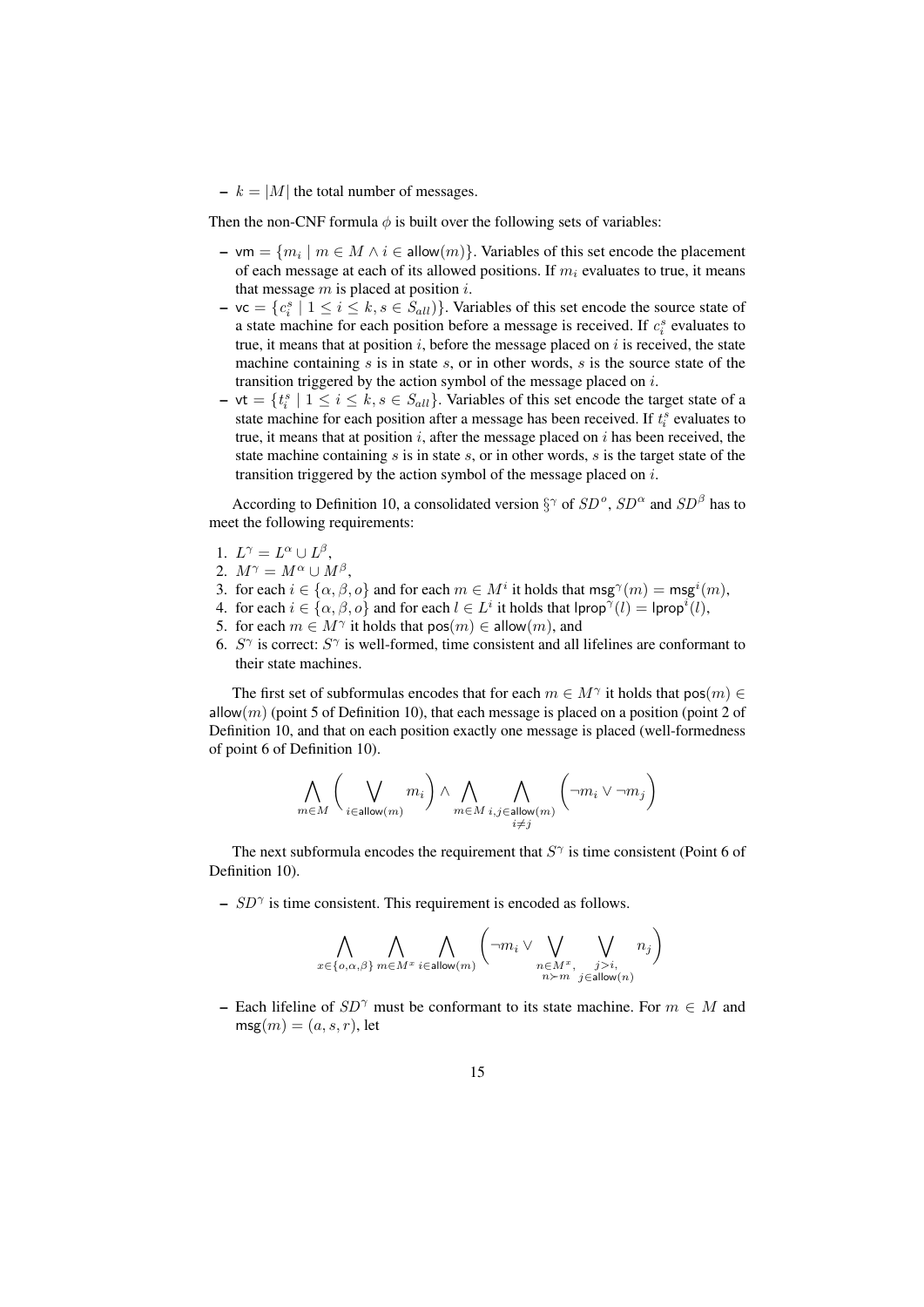– $k = |M|$ the total number of messages.

Then the non-CNF formula $\phi$ is built over the following sets of variables:

– $\mathsf{vm} = \{m_i \mid m \in M \wedge i \in \mathsf{allow}(m)\}$. Variables of this set encode the placement of each message at each of its allowed positions. If $m_i$ evaluates to true, it means that message $m$ is placed at position $i$.
– $\mathsf{vc} = \{c_i^s \mid 1 \leq i \leq k, s \in S_{all})\}$. Variables of this set encode the source state of a state machine for each position before a message is received. If $c_i^s$ evaluates to true, it means that at position $i$, before the message placed on $i$ is received, the state machine containing $s$ is in state $s$, or in other words, $s$ is the source state of the transition triggered by the action symbol of the message placed on $i$.
– $\mathsf{vt} = \{t_i^s \mid 1 \leq i \leq k, s \in S_{all}\}$. Variables of this set encode the target state of a state machine for each position after a message has been received. If $t_i^s$ evaluates to true, it means that at position $i$, after the message placed on $i$ has been received, the state machine containing $s$ is in state $s$, or in other words, $s$ is the target state of the transition triggered by the action symbol of the message placed on $i$.

According to Definition 10, a consolidated version $\S^\gamma$ of $SD^o$, $SD^\alpha$ and $SD^\beta$ has to meet the following requirements:

1. $L^\gamma = L^\alpha \cup L^\beta$,
2. $M^\gamma = M^\alpha \cup M^\beta$,
3. for each $i \in \{\alpha, \beta, o\}$ and for each $m \in M^i$ it holds that $\mathsf{msg}^\gamma(m) = \mathsf{msg}^i(m)$,
4. for each $i \in \{\alpha, \beta, o\}$ and for each $l \in L^i$ it holds that $\mathsf{lprop}^\gamma(l) = \mathsf{lprop}^i(l)$,
5. for each $m \in M^\gamma$ it holds that $\mathsf{pos}(m) \in \mathsf{allow}(m)$, and
6. $S^\gamma$ is correct: $S^\gamma$ is well-formed, time consistent and all lifelines are conformant to their state machines.

The first set of subformulas encodes that for each $m \in M^\gamma$ it holds that $\mathsf{pos}(m) \in \mathsf{allow}(m)$ (point 5 of Definition 10), that each message is placed on a position (point 2 of Definition 10, and that on each position exactly one message is placed (well-formedness of point 6 of Definition 10).

$$\bigwedge_{m \in M} \left( \bigvee_{i \in \mathsf{allow}(m)} m_i \right) \wedge \bigwedge_{m \in M} \bigwedge_{\substack{i,j \in \mathsf{allow}(m) \\ i \neq j}} \left( \neg m_i \vee \neg m_j \right)$$

The next subformula encodes the requirement that $S^\gamma$ is time consistent (Point 6 of Definition 10).

– $SD^\gamma$ is time consistent. This requirement is encoded as follows.

$$\bigwedge_{x \in \{o,\alpha,\beta\}} \bigwedge_{m \in M^x} \bigwedge_{i \in \mathsf{allow}(m)} \left( \neg m_i \vee \bigvee_{\substack{n \in M^x, \\ n \succ m}} \bigvee_{\substack{j > i, \\ j \in \mathsf{allow}(n)}} n_j \right)$$

– Each lifeline of $SD^\gamma$ must be conformant to its state machine. For $m \in M$ and $\mathsf{msg}(m) = (a, s, r)$, let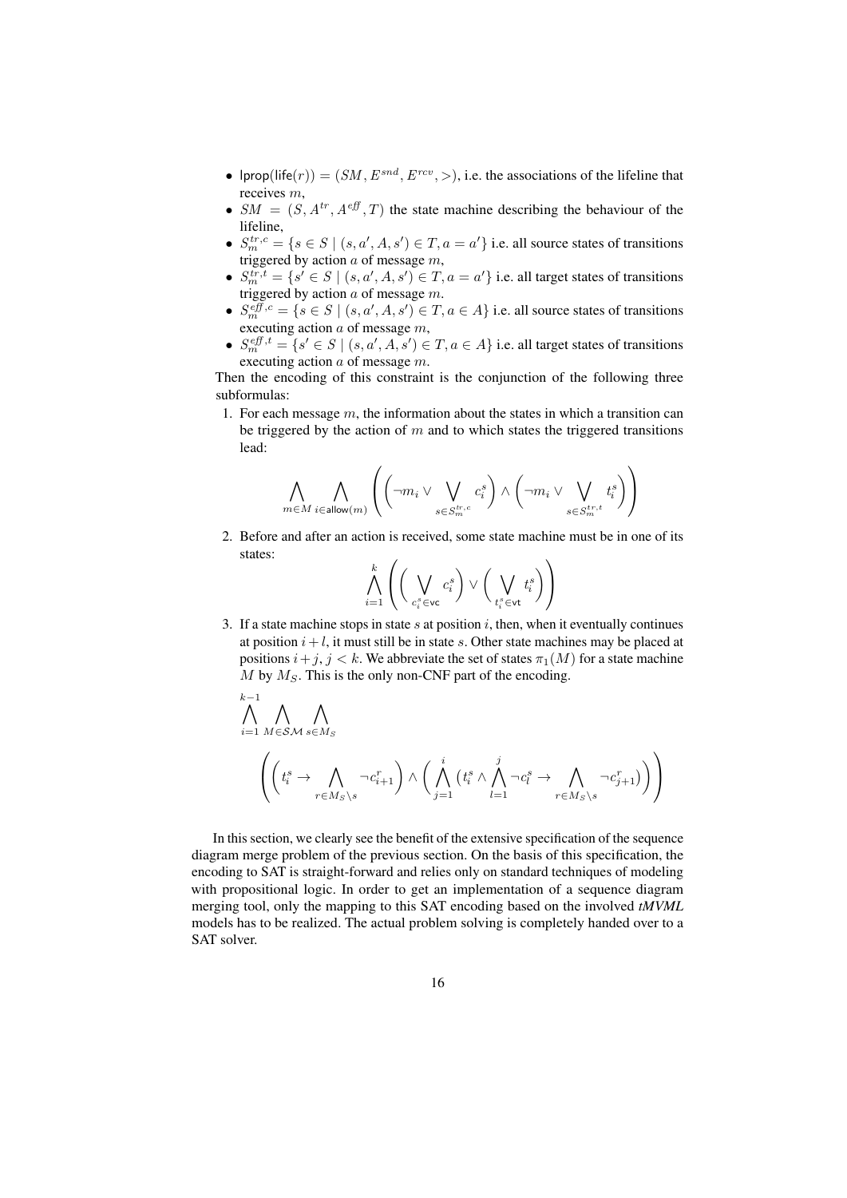- $\mathsf{lprop}(\mathsf{life}(r)) = (SM, E^{snd}, E^{rcv}, >)$, i.e. the associations of the lifeline that receives $m$,
- $SM = (S, A^{tr}, A^{\mathit{eff}}, T)$ the state machine describing the behaviour of the lifeline,
- $S^{tr,c}_m = \{s \in S \mid (s, a', A, s') \in T, a = a'\}$ i.e. all source states of transitions triggered by action $a$ of message $m$,
- $S^{tr,t}_m = \{s' \in S \mid (s, a', A, s') \in T, a = a'\}$ i.e. all target states of transitions triggered by action $a$ of message $m$.
- $S^{\mathit{eff},c}_m = \{s \in S \mid (s, a', A, s') \in T, a \in A\}$ i.e. all source states of transitions executing action $a$ of message $m$,
- $S^{\mathit{eff},t}_m = \{s' \in S \mid (s, a', A, s') \in T, a \in A\}$ i.e. all target states of transitions executing action $a$ of message $m$.

Then the encoding of this constraint is the conjunction of the following three subformulas:

1. For each message $m$, the information about the states in which a transition can be triggered by the action of $m$ and to which states the triggered transitions lead:

$$\bigwedge_{m \in M} \bigwedge_{i \in \mathsf{allow}(m)} \left( \left( \neg m_i \vee \bigvee_{s \in S^{tr,c}_m} c^s_i \right) \wedge \left( \neg m_i \vee \bigvee_{s \in S^{tr,t}_m} t^s_i \right) \right)$$

2. Before and after an action is received, some state machine must be in one of its states:

$$\bigwedge_{i=1}^{k} \left( \Big( \bigvee_{c^s_i \in \mathsf{vc}} c^s_i \Big) \vee \Big( \bigvee_{t^s_i \in \mathsf{vt}} t^s_i \Big) \right)$$

3. If a state machine stops in state $s$ at position $i$, then, when it eventually continues at position $i+l$, it must still be in state $s$. Other state machines may be placed at positions $i+j, j < k$. We abbreviate the set of states $\pi_1(M)$ for a state machine $M$ by $M_S$. This is the only non-CNF part of the encoding.

$$\bigwedge_{i=1}^{k-1} \bigwedge_{M \in \mathcal{SM}} \bigwedge_{s \in M_S}$$

$$\left( \left( t^s_i \to \bigwedge_{r \in M_S \setminus s} \neg c^r_{i+1} \right) \wedge \left( \bigwedge_{j=1}^{i} \big( t^s_i \wedge \bigwedge_{l=1}^{j} \neg c^s_l \to \bigwedge_{r \in M_S \setminus s} \neg c^r_{j+1} \big) \right) \right)$$

In this section, we clearly see the benefit of the extensive specification of the sequence diagram merge problem of the previous section. On the basis of this specification, the encoding to SAT is straight-forward and relies only on standard techniques of modeling with propositional logic. In order to get an implementation of a sequence diagram merging tool, only the mapping to this SAT encoding based on the involved *tMVML* models has to be realized. The actual problem solving is completely handed over to a SAT solver.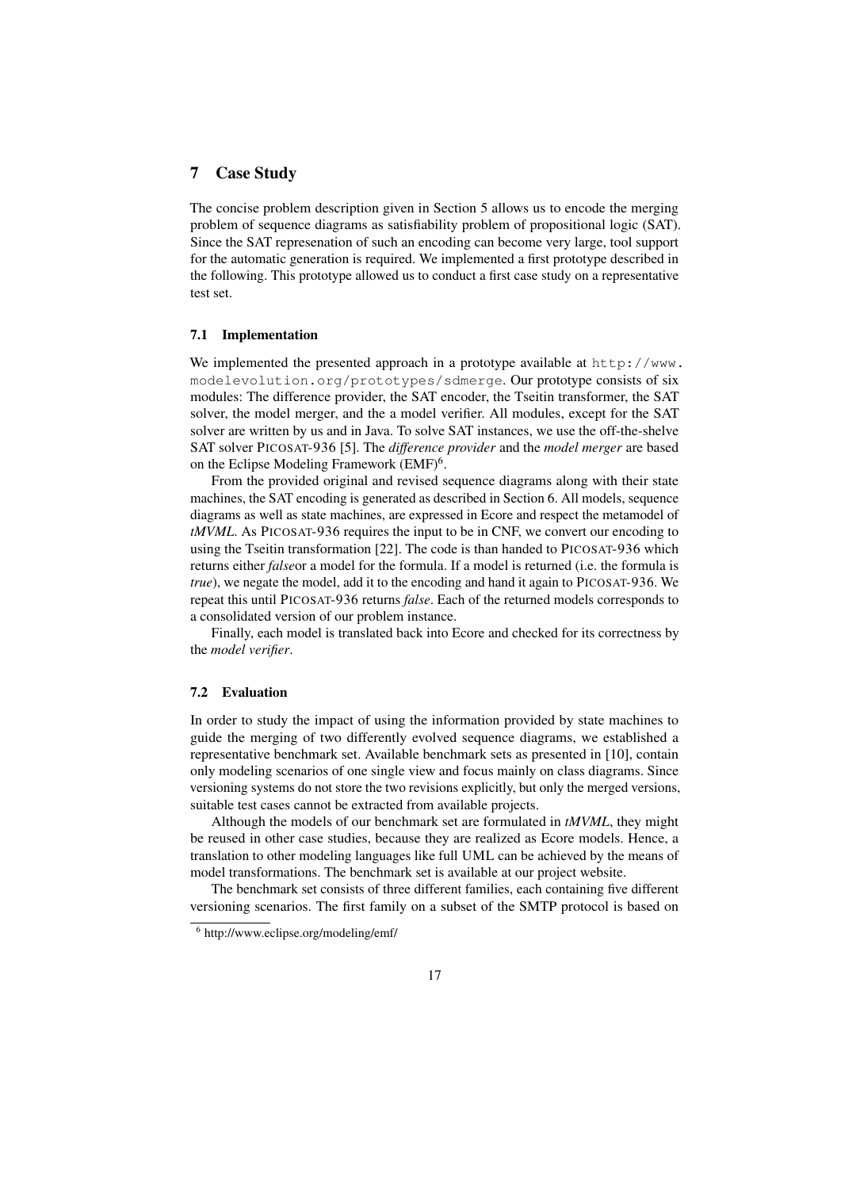## 7 Case Study

The concise problem description given in Section 5 allows us to encode the merging problem of sequence diagrams as satisfiability problem of propositional logic (SAT). Since the SAT represenation of such an encoding can become very large, tool support for the automatic generation is required. We implemented a first prototype described in the following. This prototype allowed us to conduct a first case study on a representative test set.

### 7.1 Implementation

We implemented the presented approach in a prototype available at `http://www.modelevolution.org/prototypes/sdmerge`. Our prototype consists of six modules: The difference provider, the SAT encoder, the Tseitin transformer, the SAT solver, the model merger, and the a model verifier. All modules, except for the SAT solver are written by us and in Java. To solve SAT instances, we use the off-the-shelve SAT solver PICOSAT-936 [5]. The *difference provider* and the *model merger* are based on the Eclipse Modeling Framework (EMF)[6].

From the provided original and revised sequence diagrams along with their state machines, the SAT encoding is generated as described in Section 6. All models, sequence diagrams as well as state machines, are expressed in Ecore and respect the metamodel of *tMVML*. As PICOSAT-936 requires the input to be in CNF, we convert our encoding to using the Tseitin transformation [22]. The code is than handed to PICOSAT-936 which returns either *false*or a model for the formula. If a model is returned (i.e. the formula is *true*), we negate the model, add it to the encoding and hand it again to PICOSAT-936. We repeat this until PICOSAT-936 returns *false*. Each of the returned models corresponds to a consolidated version of our problem instance.

Finally, each model is translated back into Ecore and checked for its correctness by the *model verifier*.

### 7.2 Evaluation

In order to study the impact of using the information provided by state machines to guide the merging of two differently evolved sequence diagrams, we established a representative benchmark set. Available benchmark sets as presented in [10], contain only modeling scenarios of one single view and focus mainly on class diagrams. Since versioning systems do not store the two revisions explicitly, but only the merged versions, suitable test cases cannot be extracted from available projects.

Although the models of our benchmark set are formulated in *tMVML*, they might be reused in other case studies, because they are realized as Ecore models. Hence, a translation to other modeling languages like full UML can be achieved by the means of model transformations. The benchmark set is available at our project website.

The benchmark set consists of three different families, each containing five different versioning scenarios. The first family on a subset of the SMTP protocol is based on

[6] http://www.eclipse.org/modeling/emf/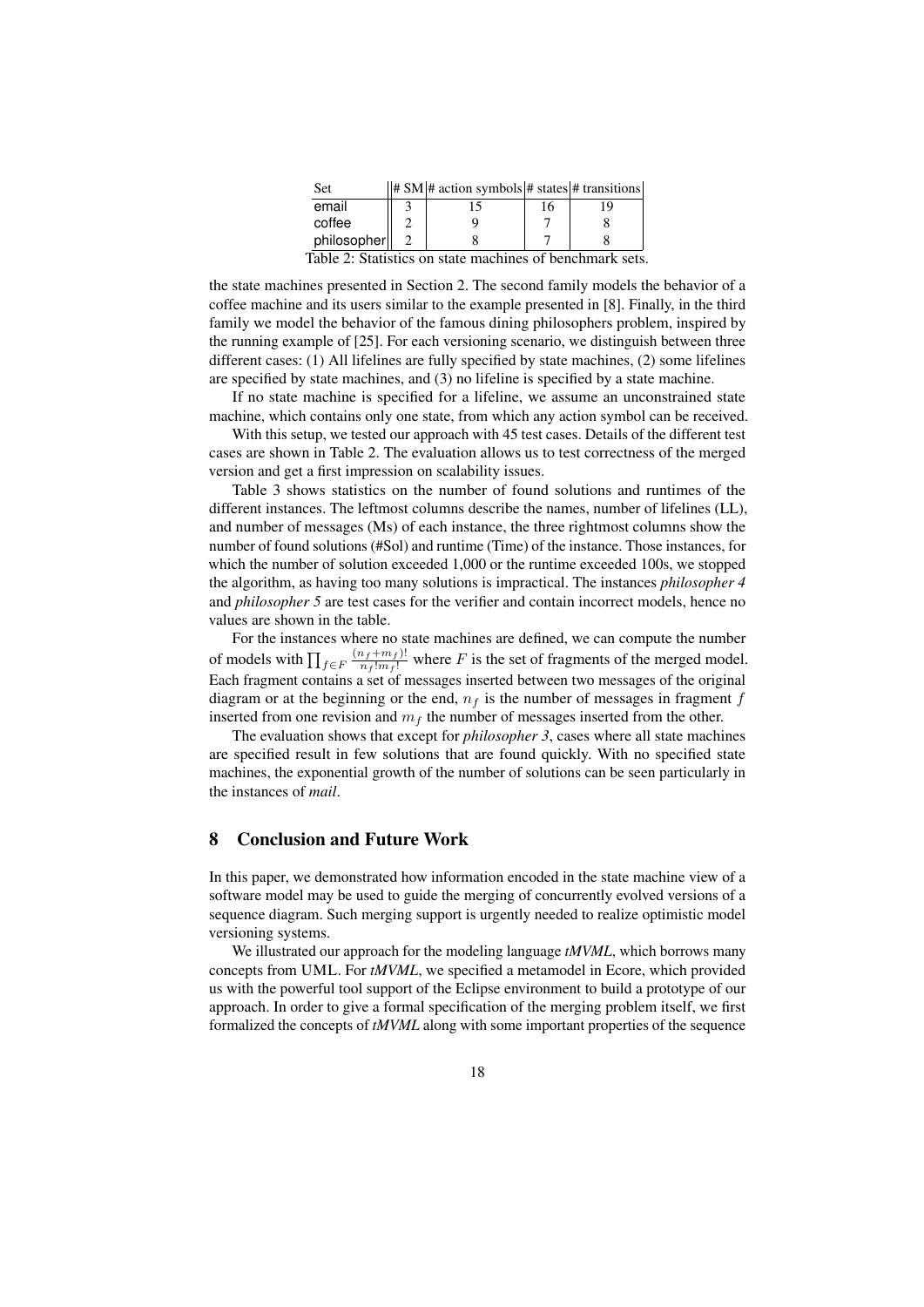| Set | # SM | # action symbols | # states | # transitions |
|---|---|---|---|---|
| email | 3 | 15 | 16 | 19 |
| coffee | 2 | 9 | 7 | 8 |
| philosopher | 2 | 8 | 7 | 8 |

Table 2: Statistics on state machines of benchmark sets.

the state machines presented in Section 2. The second family models the behavior of a coffee machine and its users similar to the example presented in [8]. Finally, in the third family we model the behavior of the famous dining philosophers problem, inspired by the running example of [25]. For each versioning scenario, we distinguish between three different cases: (1) All lifelines are fully specified by state machines, (2) some lifelines are specified by state machines, and (3) no lifeline is specified by a state machine.

If no state machine is specified for a lifeline, we assume an unconstrained state machine, which contains only one state, from which any action symbol can be received.

With this setup, we tested our approach with 45 test cases. Details of the different test cases are shown in Table 2. The evaluation allows us to test correctness of the merged version and get a first impression on scalability issues.

Table 3 shows statistics on the number of found solutions and runtimes of the different instances. The leftmost columns describe the names, number of lifelines (LL), and number of messages (Ms) of each instance, the three rightmost columns show the number of found solutions (#Sol) and runtime (Time) of the instance. Those instances, for which the number of solution exceeded 1,000 or the runtime exceeded 100s, we stopped the algorithm, as having too many solutions is impractical. The instances *philosopher 4* and *philosopher 5* are test cases for the verifier and contain incorrect models, hence no values are shown in the table.

For the instances where no state machines are defined, we can compute the number of models with $\prod_{f \in F} \frac{(n_f + m_f)!}{n_f! m_f!}$ where $F$ is the set of fragments of the merged model. Each fragment contains a set of messages inserted between two messages of the original diagram or at the beginning or the end, $n_f$ is the number of messages in fragment $f$ inserted from one revision and $m_f$ the number of messages inserted from the other.

The evaluation shows that except for *philosopher 3*, cases where all state machines are specified result in few solutions that are found quickly. With no specified state machines, the exponential growth of the number of solutions can be seen particularly in the instances of *mail*.

## 8 Conclusion and Future Work

In this paper, we demonstrated how information encoded in the state machine view of a software model may be used to guide the merging of concurrently evolved versions of a sequence diagram. Such merging support is urgently needed to realize optimistic model versioning systems.

We illustrated our approach for the modeling language *tMVML*, which borrows many concepts from UML. For *tMVML*, we specified a metamodel in Ecore, which provided us with the powerful tool support of the Eclipse environment to build a prototype of our approach. In order to give a formal specification of the merging problem itself, we first formalized the concepts of *tMVML* along with some important properties of the sequence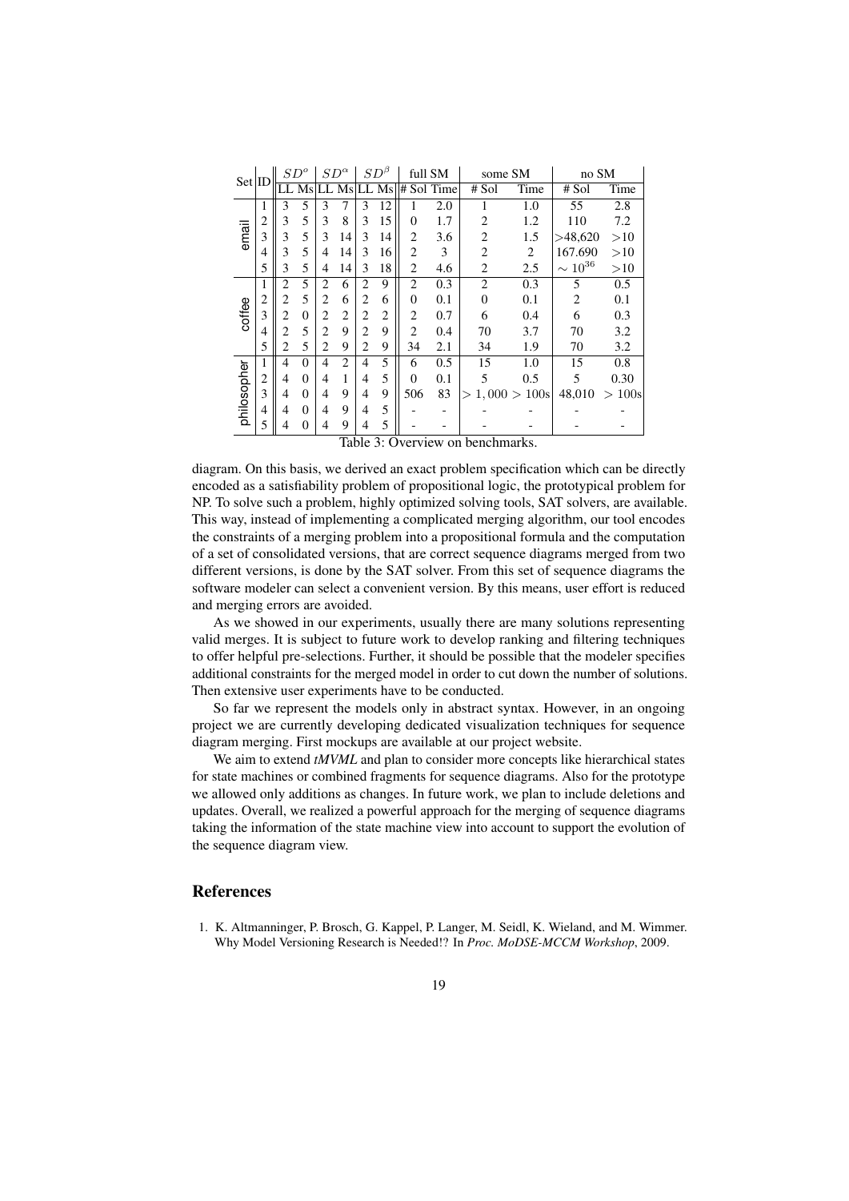| Set | ID | $SD^o$ | | $SD^\alpha$ | | $SD^\beta$ | | full SM | | some SM | | no SM | |
|---|---|---|---|---|---|---|---|---|---|---|---|---|---|
| | | LL | Ms | LL | Ms | LL | Ms | # Sol | Time | # Sol | Time | # Sol | Time |
| email | 1 | 3 | 5 | 3 | 7 | 3 | 12 | 1 | 2.0 | 1 | 1.0 | 55 | 2.8 |
| | 2 | 3 | 5 | 3 | 8 | 3 | 15 | 0 | 1.7 | 2 | 1.2 | 110 | 7.2 |
| | 3 | 3 | 5 | 3 | 14 | 3 | 14 | 2 | 3.6 | 2 | 1.5 | >48,620 | >10 |
| | 4 | 3 | 5 | 4 | 14 | 3 | 16 | 2 | 3 | 2 | 2 | 167.690 | >10 |
| | 5 | 3 | 5 | 4 | 14 | 3 | 18 | 2 | 4.6 | 2 | 2.5 | $\sim 10^{36}$ | >10 |
| coffee | 1 | 2 | 5 | 2 | 6 | 2 | 9 | 2 | 0.3 | 2 | 0.3 | 5 | 0.5 |
| | 2 | 2 | 5 | 2 | 6 | 2 | 6 | 0 | 0.1 | 0 | 0.1 | 2 | 0.1 |
| | 3 | 2 | 0 | 2 | 2 | 2 | 2 | 2 | 0.7 | 6 | 0.4 | 6 | 0.3 |
| | 4 | 2 | 5 | 2 | 9 | 2 | 9 | 2 | 0.4 | 70 | 3.7 | 70 | 3.2 |
| | 5 | 2 | 5 | 2 | 9 | 2 | 9 | 34 | 2.1 | 34 | 1.9 | 70 | 3.2 |
| philosopher | 1 | 4 | 0 | 4 | 2 | 4 | 5 | 6 | 0.5 | 15 | 1.0 | 15 | 0.8 |
| | 2 | 4 | 0 | 4 | 1 | 4 | 5 | 0 | 0.1 | 5 | 0.5 | 5 | 0.30 |
| | 3 | 4 | 0 | 4 | 9 | 4 | 9 | 506 | 83 | $> 1,000$ | $> 100$s | 48,010 | $> 100$s |
| | 4 | 4 | 0 | 4 | 9 | 4 | 5 | - | - | - | - | - | - |
| | 5 | 4 | 0 | 4 | 9 | 4 | 5 | - | - | - | - | - | - |

Table 3: Overview on benchmarks.

diagram. On this basis, we derived an exact problem specification which can be directly encoded as a satisfiability problem of propositional logic, the prototypical problem for NP. To solve such a problem, highly optimized solving tools, SAT solvers, are available. This way, instead of implementing a complicated merging algorithm, our tool encodes the constraints of a merging problem into a propositional formula and the computation of a set of consolidated versions, that are correct sequence diagrams merged from two different versions, is done by the SAT solver. From this set of sequence diagrams the software modeler can select a convenient version. By this means, user effort is reduced and merging errors are avoided.

As we showed in our experiments, usually there are many solutions representing valid merges. It is subject to future work to develop ranking and filtering techniques to offer helpful pre-selections. Further, it should be possible that the modeler specifies additional constraints for the merged model in order to cut down the number of solutions. Then extensive user experiments have to be conducted.

So far we represent the models only in abstract syntax. However, in an ongoing project we are currently developing dedicated visualization techniques for sequence diagram merging. First mockups are available at our project website.

We aim to extend *tMVML* and plan to consider more concepts like hierarchical states for state machines or combined fragments for sequence diagrams. Also for the prototype we allowed only additions as changes. In future work, we plan to include deletions and updates. Overall, we realized a powerful approach for the merging of sequence diagrams taking the information of the state machine view into account to support the evolution of the sequence diagram view.

## References

1. K. Altmanninger, P. Brosch, G. Kappel, P. Langer, M. Seidl, K. Wieland, and M. Wimmer. Why Model Versioning Research is Needed!? In *Proc. MoDSE-MCCM Workshop*, 2009.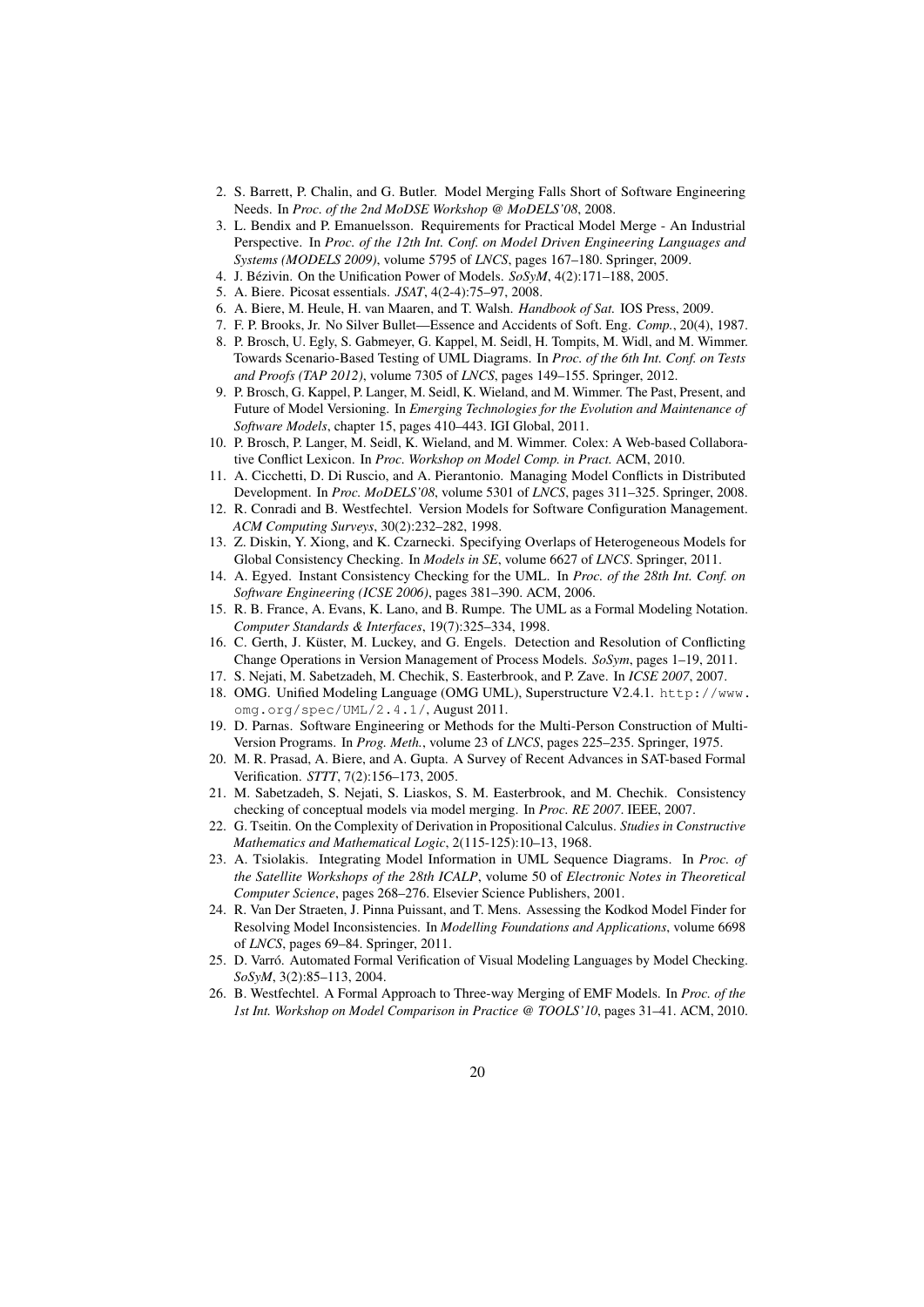2. S. Barrett, P. Chalin, and G. Butler. Model Merging Falls Short of Software Engineering Needs. In *Proc. of the 2nd MoDSE Workshop @ MoDELS'08*, 2008.
3. L. Bendix and P. Emanuelsson. Requirements for Practical Model Merge - An Industrial Perspective. In *Proc. of the 12th Int. Conf. on Model Driven Engineering Languages and Systems (MODELS 2009)*, volume 5795 of *LNCS*, pages 167–180. Springer, 2009.
4. J. Bézivin. On the Unification Power of Models. *SoSyM*, 4(2):171–188, 2005.
5. A. Biere. Picosat essentials. *JSAT*, 4(2-4):75–97, 2008.
6. A. Biere, M. Heule, H. van Maaren, and T. Walsh. *Handbook of Sat.* IOS Press, 2009.
7. F. P. Brooks, Jr. No Silver Bullet—Essence and Accidents of Soft. Eng. *Comp.*, 20(4), 1987.
8. P. Brosch, U. Egly, S. Gabmeyer, G. Kappel, M. Seidl, H. Tompits, M. Widl, and M. Wimmer. Towards Scenario-Based Testing of UML Diagrams. In *Proc. of the 6th Int. Conf. on Tests and Proofs (TAP 2012)*, volume 7305 of *LNCS*, pages 149–155. Springer, 2012.
9. P. Brosch, G. Kappel, P. Langer, M. Seidl, K. Wieland, and M. Wimmer. The Past, Present, and Future of Model Versioning. In *Emerging Technologies for the Evolution and Maintenance of Software Models*, chapter 15, pages 410–443. IGI Global, 2011.
10. P. Brosch, P. Langer, M. Seidl, K. Wieland, and M. Wimmer. Colex: A Web-based Collaborative Conflict Lexicon. In *Proc. Workshop on Model Comp. in Pract.* ACM, 2010.
11. A. Cicchetti, D. Di Ruscio, and A. Pierantonio. Managing Model Conflicts in Distributed Development. In *Proc. MoDELS'08*, volume 5301 of *LNCS*, pages 311–325. Springer, 2008.
12. R. Conradi and B. Westfechtel. Version Models for Software Configuration Management. *ACM Computing Surveys*, 30(2):232–282, 1998.
13. Z. Diskin, Y. Xiong, and K. Czarnecki. Specifying Overlaps of Heterogeneous Models for Global Consistency Checking. In *Models in SE*, volume 6627 of *LNCS*. Springer, 2011.
14. A. Egyed. Instant Consistency Checking for the UML. In *Proc. of the 28th Int. Conf. on Software Engineering (ICSE 2006)*, pages 381–390. ACM, 2006.
15. R. B. France, A. Evans, K. Lano, and B. Rumpe. The UML as a Formal Modeling Notation. *Computer Standards & Interfaces*, 19(7):325–334, 1998.
16. C. Gerth, J. Küster, M. Luckey, and G. Engels. Detection and Resolution of Conflicting Change Operations in Version Management of Process Models. *SoSym*, pages 1–19, 2011.
17. S. Nejati, M. Sabetzadeh, M. Chechik, S. Easterbrook, and P. Zave. In *ICSE 2007*, 2007.
18. OMG. Unified Modeling Language (OMG UML), Superstructure V2.4.1. http://www.omg.org/spec/UML/2.4.1/, August 2011.
19. D. Parnas. Software Engineering or Methods for the Multi-Person Construction of Multi-Version Programs. In *Prog. Meth.*, volume 23 of *LNCS*, pages 225–235. Springer, 1975.
20. M. R. Prasad, A. Biere, and A. Gupta. A Survey of Recent Advances in SAT-based Formal Verification. *STTT*, 7(2):156–173, 2005.
21. M. Sabetzadeh, S. Nejati, S. Liaskos, S. M. Easterbrook, and M. Chechik. Consistency checking of conceptual models via model merging. In *Proc. RE 2007*. IEEE, 2007.
22. G. Tseitin. On the Complexity of Derivation in Propositional Calculus. *Studies in Constructive Mathematics and Mathematical Logic*, 2(115-125):10–13, 1968.
23. A. Tsiolakis. Integrating Model Information in UML Sequence Diagrams. In *Proc. of the Satellite Workshops of the 28th ICALP*, volume 50 of *Electronic Notes in Theoretical Computer Science*, pages 268–276. Elsevier Science Publishers, 2001.
24. R. Van Der Straeten, J. Pinna Puissant, and T. Mens. Assessing the Kodkod Model Finder for Resolving Model Inconsistencies. In *Modelling Foundations and Applications*, volume 6698 of *LNCS*, pages 69–84. Springer, 2011.
25. D. Varró. Automated Formal Verification of Visual Modeling Languages by Model Checking. *SoSyM*, 3(2):85–113, 2004.
26. B. Westfechtel. A Formal Approach to Three-way Merging of EMF Models. In *Proc. of the 1st Int. Workshop on Model Comparison in Practice @ TOOLS'10*, pages 31–41. ACM, 2010.